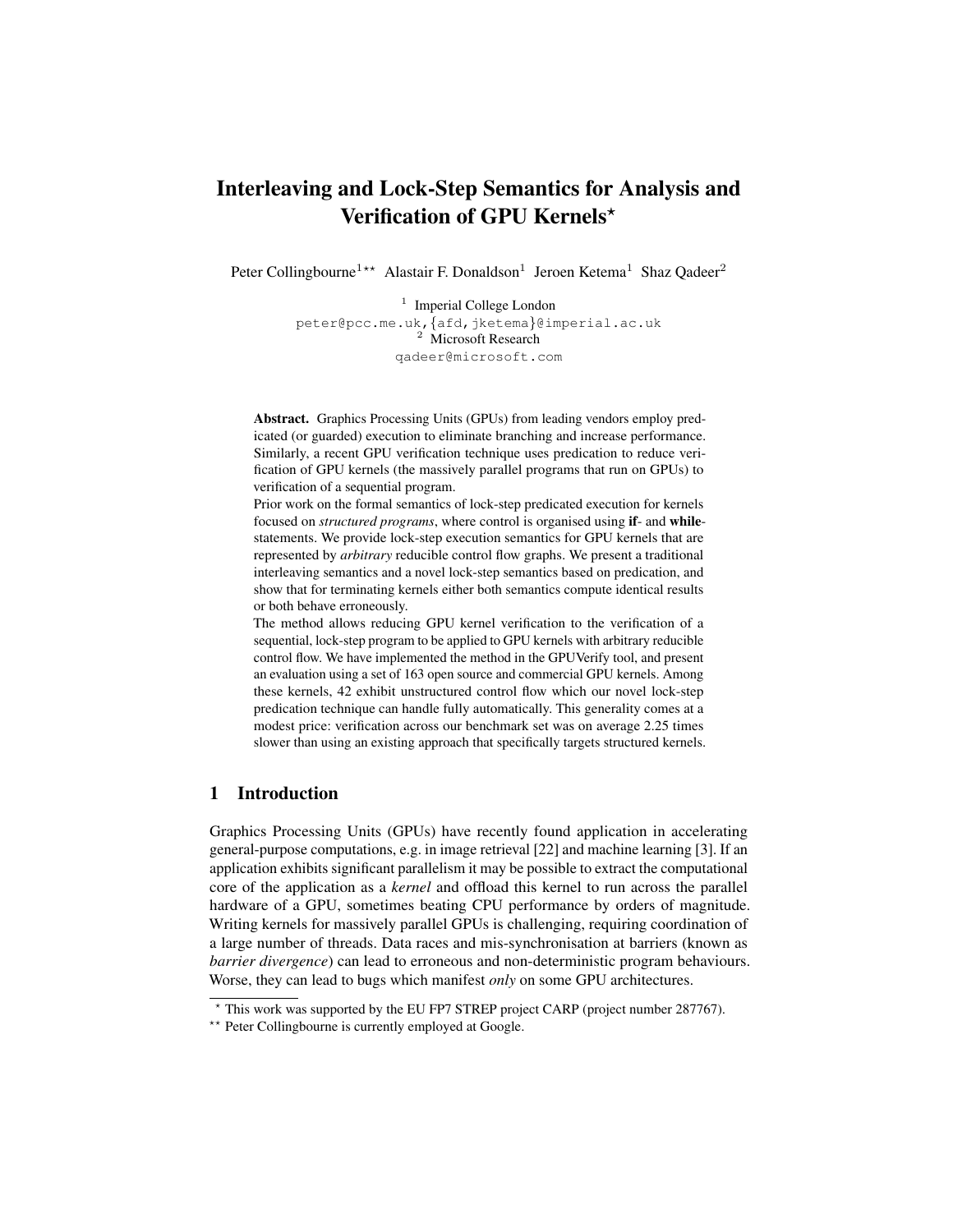# Interleaving and Lock-Step Semantics for Analysis and Verification of GPU Kernels*

Peter Collingbourne[1]** Alastair F. Donaldson[1] Jeroen Ketema[1] Shaz Qadeer[2]

[1] Imperial College London
peter@pcc.me.uk, {afd, jketema}@imperial.ac.uk
[2] Microsoft Research
qadeer@microsoft.com

**Abstract.** Graphics Processing Units (GPUs) from leading vendors employ predicated (or guarded) execution to eliminate branching and increase performance. Similarly, a recent GPU verification technique uses predication to reduce verification of GPU kernels (the massively parallel programs that run on GPUs) to verification of a sequential program.

Prior work on the formal semantics of lock-step predicated execution for kernels focused on *structured programs*, where control is organised using **if**- and **while**-statements. We provide lock-step execution semantics for GPU kernels that are represented by *arbitrary* reducible control flow graphs. We present a traditional interleaving semantics and a novel lock-step semantics based on predication, and show that for terminating kernels either both semantics compute identical results or both behave erroneously.

The method allows reducing GPU kernel verification to the verification of a sequential, lock-step program to be applied to GPU kernels with arbitrary reducible control flow. We have implemented the method in the GPUVerify tool, and present an evaluation using a set of 163 open source and commercial GPU kernels. Among these kernels, 42 exhibit unstructured control flow which our novel lock-step predication technique can handle fully automatically. This generality comes at a modest price: verification across our benchmark set was on average 2.25 times slower than using an existing approach that specifically targets structured kernels.

## 1 Introduction

Graphics Processing Units (GPUs) have recently found application in accelerating general-purpose computations, e.g. in image retrieval [22] and machine learning [3]. If an application exhibits significant parallelism it may be possible to extract the computational core of the application as a *kernel* and offload this kernel to run across the parallel hardware of a GPU, sometimes beating CPU performance by orders of magnitude. Writing kernels for massively parallel GPUs is challenging, requiring coordination of a large number of threads. Data races and mis-synchronisation at barriers (known as *barrier divergence*) can lead to erroneous and non-deterministic program behaviours. Worse, they can lead to bugs which manifest *only* on some GPU architectures.

* This work was supported by the EU FP7 STREP project CARP (project number 287767).

** Peter Collingbourne is currently employed at Google.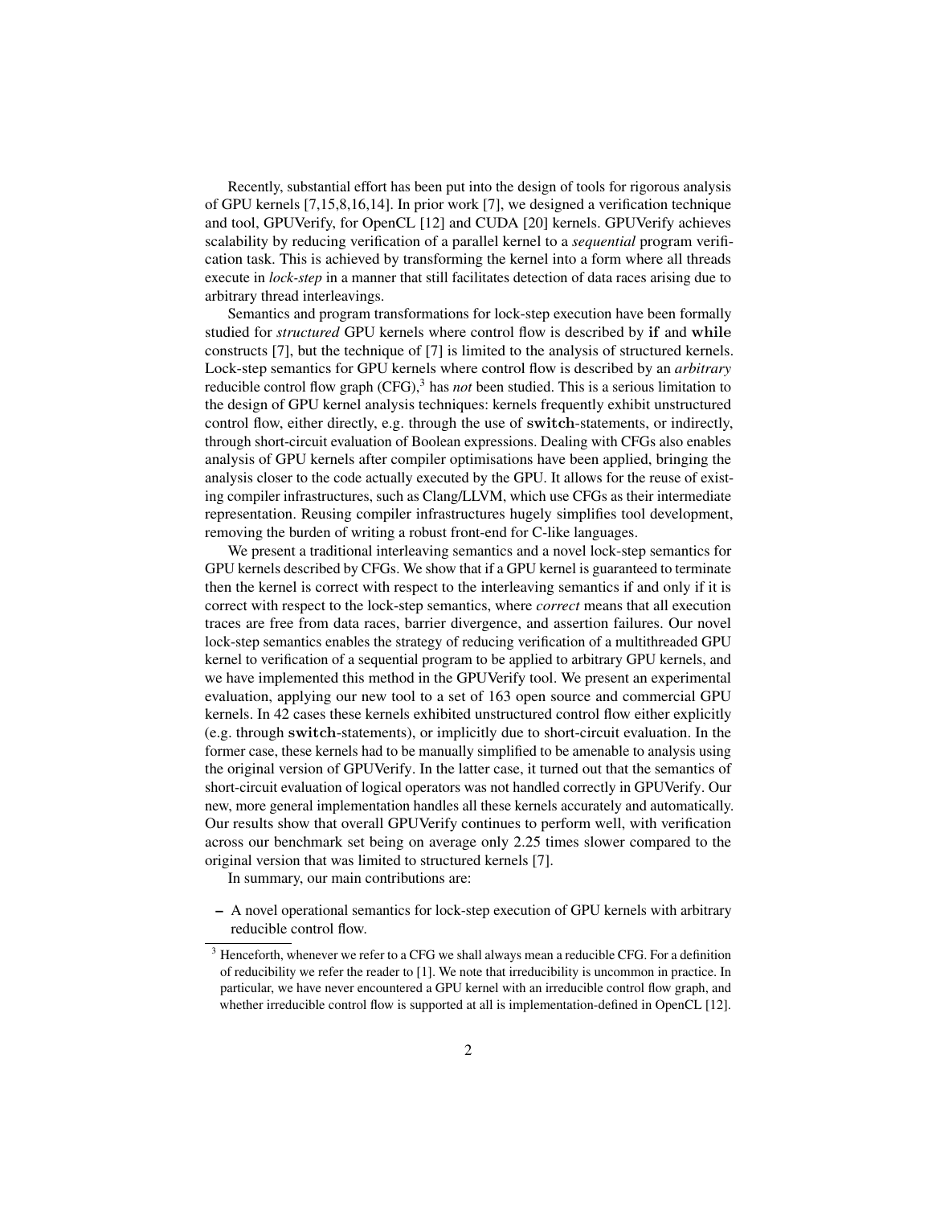Recently, substantial effort has been put into the design of tools for rigorous analysis of GPU kernels [7,15,8,16,14]. In prior work [7], we designed a verification technique and tool, GPUVerify, for OpenCL [12] and CUDA [20] kernels. GPUVerify achieves scalability by reducing verification of a parallel kernel to a *sequential* program verification task. This is achieved by transforming the kernel into a form where all threads execute in *lock-step* in a manner that still facilitates detection of data races arising due to arbitrary thread interleavings.

Semantics and program transformations for lock-step execution have been formally studied for *structured* GPU kernels where control flow is described by **if** and **while** constructs [7], but the technique of [7] is limited to the analysis of structured kernels. Lock-step semantics for GPU kernels where control flow is described by an *arbitrary* reducible control flow graph (CFG),[3] has *not* been studied. This is a serious limitation to the design of GPU kernel analysis techniques: kernels frequently exhibit unstructured control flow, either directly, e.g. through the use of **switch**-statements, or indirectly, through short-circuit evaluation of Boolean expressions. Dealing with CFGs also enables analysis of GPU kernels after compiler optimisations have been applied, bringing the analysis closer to the code actually executed by the GPU. It allows for the reuse of existing compiler infrastructures, such as Clang/LLVM, which use CFGs as their intermediate representation. Reusing compiler infrastructures hugely simplifies tool development, removing the burden of writing a robust front-end for C-like languages.

We present a traditional interleaving semantics and a novel lock-step semantics for GPU kernels described by CFGs. We show that if a GPU kernel is guaranteed to terminate then the kernel is correct with respect to the interleaving semantics if and only if it is correct with respect to the lock-step semantics, where *correct* means that all execution traces are free from data races, barrier divergence, and assertion failures. Our novel lock-step semantics enables the strategy of reducing verification of a multithreaded GPU kernel to verification of a sequential program to be applied to arbitrary GPU kernels, and we have implemented this method in the GPUVerify tool. We present an experimental evaluation, applying our new tool to a set of 163 open source and commercial GPU kernels. In 42 cases these kernels exhibited unstructured control flow either explicitly (e.g. through **switch**-statements), or implicitly due to short-circuit evaluation. In the former case, these kernels had to be manually simplified to be amenable to analysis using the original version of GPUVerify. In the latter case, it turned out that the semantics of short-circuit evaluation of logical operators was not handled correctly in GPUVerify. Our new, more general implementation handles all these kernels accurately and automatically. Our results show that overall GPUVerify continues to perform well, with verification across our benchmark set being on average only 2.25 times slower compared to the original version that was limited to structured kernels [7].

In summary, our main contributions are:

- A novel operational semantics for lock-step execution of GPU kernels with arbitrary reducible control flow.

[3] Henceforth, whenever we refer to a CFG we shall always mean a reducible CFG. For a definition of reducibility we refer the reader to [1]. We note that irreducibility is uncommon in practice. In particular, we have never encountered a GPU kernel with an irreducible control flow graph, and whether irreducible control flow is supported at all is implementation-defined in OpenCL [12].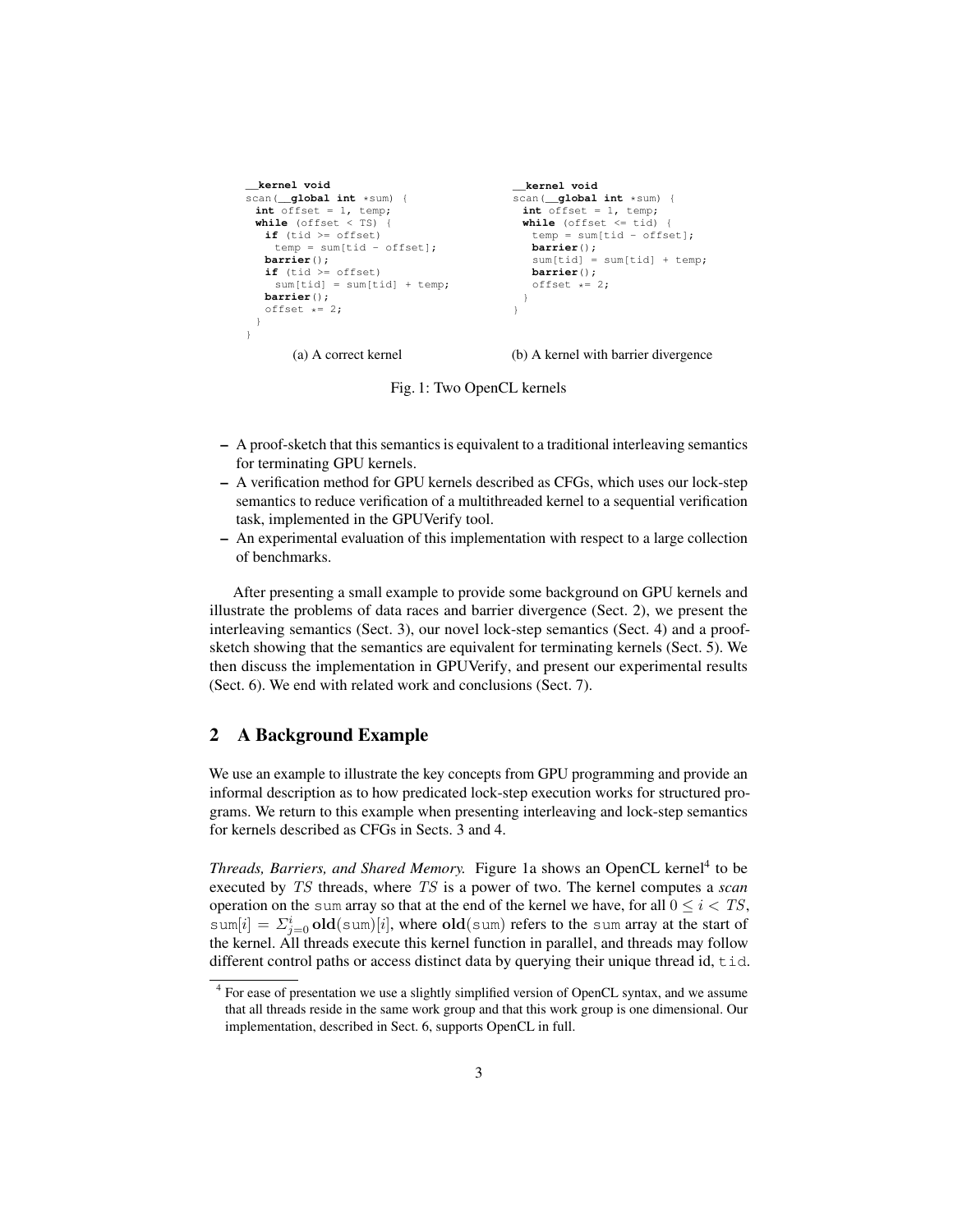```
__kernel void
scan(__global int *sum) {
 int offset = 1, temp;
 while (offset < TS) {
  if (tid >= offset)
   temp = sum[tid - offset];
  barrier();
  if (tid >= offset)
   sum[tid] = sum[tid] + temp;
  barrier();
  offset *= 2;
 }
}
```

(a) A correct kernel

```
__kernel void
scan(__global int *sum) {
 int offset = 1, temp;
 while (offset <= tid) {
  temp = sum[tid - offset];
  barrier();
  sum[tid] = sum[tid] + temp;
  barrier();
  offset *= 2;
 }
}
```

(b) A kernel with barrier divergence

Fig. 1: Two OpenCL kernels

- A proof-sketch that this semantics is equivalent to a traditional interleaving semantics for terminating GPU kernels.
- A verification method for GPU kernels described as CFGs, which uses our lock-step semantics to reduce verification of a multithreaded kernel to a sequential verification task, implemented in the GPUVerify tool.
- An experimental evaluation of this implementation with respect to a large collection of benchmarks.

After presenting a small example to provide some background on GPU kernels and illustrate the problems of data races and barrier divergence (Sect. 2), we present the interleaving semantics (Sect. 3), our novel lock-step semantics (Sect. 4) and a proof-sketch showing that the semantics are equivalent for terminating kernels (Sect. 5). We then discuss the implementation in GPUVerify, and present our experimental results (Sect. 6). We end with related work and conclusions (Sect. 7).

## 2 A Background Example

We use an example to illustrate the key concepts from GPU programming and provide an informal description as to how predicated lock-step execution works for structured programs. We return to this example when presenting interleaving and lock-step semantics for kernels described as CFGs in Sects. 3 and 4.

*Threads, Barriers, and Shared Memory.* Figure 1a shows an OpenCL kernel[4] to be executed by $TS$ threads, where $TS$ is a power of two. The kernel computes a *scan* operation on the sum array so that at the end of the kernel we have, for all $0 \leq i < TS$, $\texttt{sum}[i] = \Sigma_{j=0}^{i}\,\mathbf{old}(\texttt{sum})[i]$, where $\mathbf{old}(\texttt{sum})$ refers to the sum array at the start of the kernel. All threads execute this kernel function in parallel, and threads may follow different control paths or access distinct data by querying their unique thread id, tid.

[4] For ease of presentation we use a slightly simplified version of OpenCL syntax, and we assume that all threads reside in the same work group and that this work group is one dimensional. Our implementation, described in Sect. 6, supports OpenCL in full.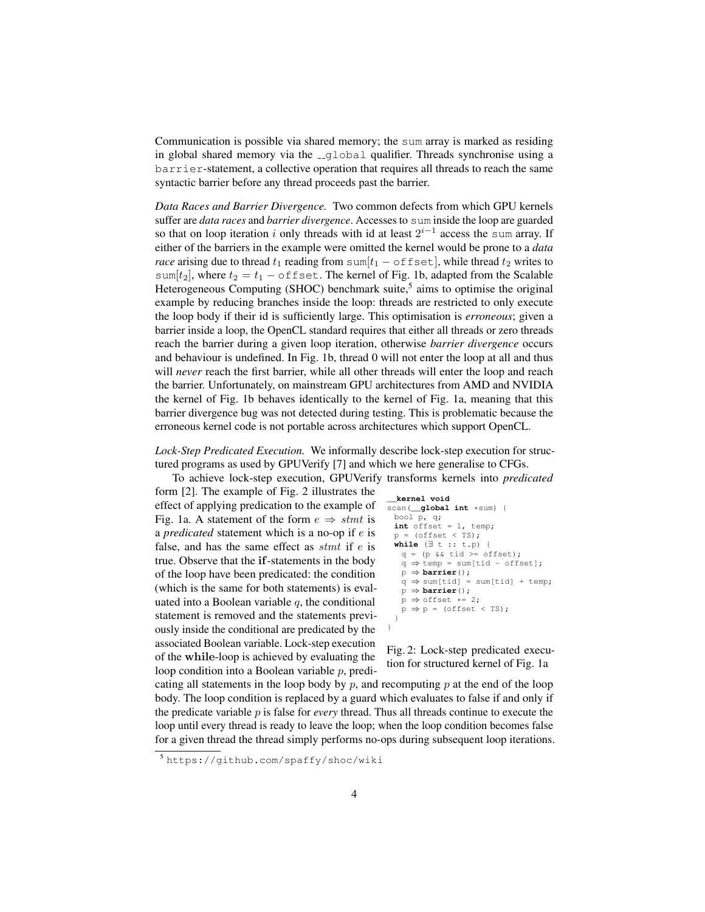Communication is possible via shared memory; the sum array is marked as residing in global shared memory via the __global qualifier. Threads synchronise using a barrier-statement, a collective operation that requires all threads to reach the same syntactic barrier before any thread proceeds past the barrier.

*Data Races and Barrier Divergence.* Two common defects from which GPU kernels suffer are *data races* and *barrier divergence*. Accesses to sum inside the loop are guarded so that on loop iteration $i$ only threads with id at least $2^{i-1}$ access the sum array. If either of the barriers in the example were omitted the kernel would be prone to a *data race* arising due to thread $t_1$ reading from $\texttt{sum}[t_1 - \texttt{offset}]$, while thread $t_2$ writes to $\texttt{sum}[t_2]$, where $t_2 = t_1 - \texttt{offset}$. The kernel of Fig. 1b, adapted from the Scalable Heterogeneous Computing (SHOC) benchmark suite,[5] aims to optimise the original example by reducing branches inside the loop: threads are restricted to only execute the loop body if their id is sufficiently large. This optimisation is *erroneous*; given a barrier inside a loop, the OpenCL standard requires that either all threads or zero threads reach the barrier during a given loop iteration, otherwise *barrier divergence* occurs and behaviour is undefined. In Fig. 1b, thread 0 will not enter the loop at all and thus will *never* reach the first barrier, while all other threads will enter the loop and reach the barrier. Unfortunately, on mainstream GPU architectures from AMD and NVIDIA the kernel of Fig. 1b behaves identically to the kernel of Fig. 1a, meaning that this barrier divergence bug was not detected during testing. This is problematic because the erroneous kernel code is not portable across architectures which support OpenCL.

*Lock-Step Predicated Execution.* We informally describe lock-step execution for structured programs as used by GPUVerify [7] and which we here generalise to CFGs.

To achieve lock-step execution, GPUVerify transforms kernels into *predicated* form [2]. The example of Fig. 2 illustrates the effect of applying predication to the example of Fig. 1a. A statement of the form $e \Rightarrow \mathit{stmt}$ is a *predicated* statement which is a no-op if $e$ is false, and has the same effect as $\mathit{stmt}$ if $e$ is true. Observe that the **if**-statements in the body of the loop have been predicated: the condition (which is the same for both statements) is evaluated into a Boolean variable $q$, the conditional statement is removed and the statements previously inside the conditional are predicated by the associated Boolean variable. Lock-step execution of the **while**-loop is achieved by evaluating the loop condition into a Boolean variable $p$, predicating all statements in the loop body by $p$, and recomputing $p$ at the end of the loop body. The loop condition is replaced by a guard which evaluates to false if and only if the predicate variable $p$ is false for *every* thread. Thus all threads continue to execute the loop until every thread is ready to leave the loop; when the loop condition becomes false for a given thread the thread simply performs no-ops during subsequent loop iterations.

```
__kernel void
scan(__global int *sum) {
  bool p, q;
  int offset = 1, temp;
  p = (offset < TS);
  while (∃ t :: t.p) {
    q = (p && tid >= offset);
    q ⇒ temp = sum[tid - offset];
    p ⇒ barrier();
    q ⇒ sum[tid] = sum[tid] + temp;
    p ⇒ barrier();
    p ⇒ offset *= 2;
    p ⇒ p = (offset < TS);
  }
}
```

Fig. 2: Lock-step predicated execution for structured kernel of Fig. 1a

[5] https://github.com/spaffy/shoc/wiki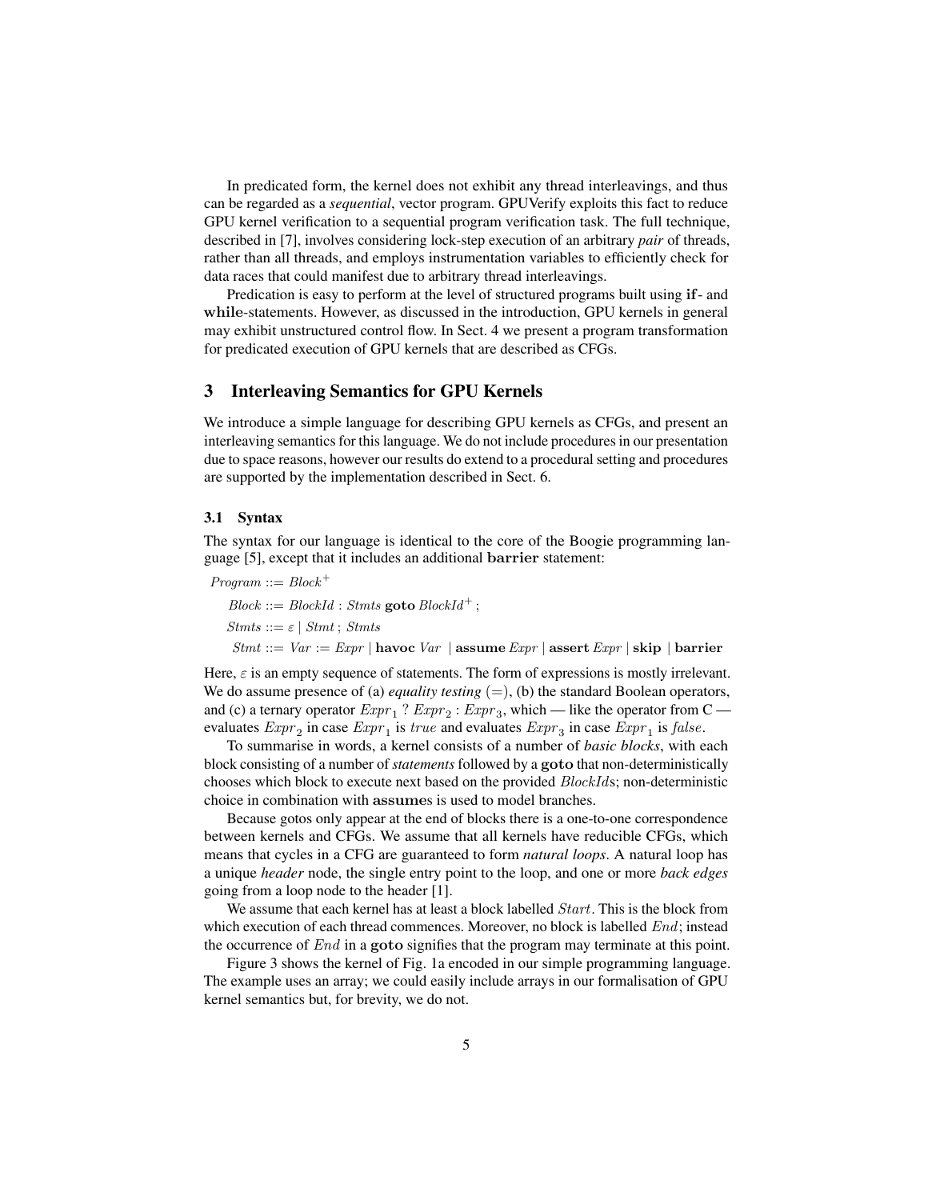In predicated form, the kernel does not exhibit any thread interleavings, and thus can be regarded as a *sequential*, vector program. GPUVerify exploits this fact to reduce GPU kernel verification to a sequential program verification task. The full technique, described in [7], involves considering lock-step execution of an arbitrary *pair* of threads, rather than all threads, and employs instrumentation variables to efficiently check for data races that could manifest due to arbitrary thread interleavings.

Predication is easy to perform at the level of structured programs built using **if**- and **while**-statements. However, as discussed in the introduction, GPU kernels in general may exhibit unstructured control flow. In Sect. 4 we present a program transformation for predicated execution of GPU kernels that are described as CFGs.

## 3 Interleaving Semantics for GPU Kernels

We introduce a simple language for describing GPU kernels as CFGs, and present an interleaving semantics for this language. We do not include procedures in our presentation due to space reasons, however our results do extend to a procedural setting and procedures are supported by the implementation described in Sect. 6.

### 3.1 Syntax

The syntax for our language is identical to the core of the Boogie programming language [5], except that it includes an additional **barrier** statement:

$$\begin{aligned}
Program &::= Block^{+} \\
Block &::= BlockId : Stmts\ \mathbf{goto}\ BlockId^{+}\ ; \\
Stmts &::= \varepsilon \mid Stmt\ ; Stmts \\
Stmt &::= Var := Expr \mid \mathbf{havoc}\ Var \mid \mathbf{assume}\ Expr \mid \mathbf{assert}\ Expr \mid \mathbf{skip} \mid \mathbf{barrier}
\end{aligned}$$

Here, $\varepsilon$ is an empty sequence of statements. The form of expressions is mostly irrelevant. We do assume presence of (a) *equality testing* ($=$), (b) the standard Boolean operators, and (c) a ternary operator $Expr_1\ ?\ Expr_2 : Expr_3$, which — like the operator from C — evaluates $Expr_2$ in case $Expr_1$ is $true$ and evaluates $Expr_3$ in case $Expr_1$ is $false$.

To summarise in words, a kernel consists of a number of *basic blocks*, with each block consisting of a number of *statements* followed by a **goto** that non-deterministically chooses which block to execute next based on the provided $BlockId$s; non-deterministic choice in combination with **assume**s is used to model branches.

Because gotos only appear at the end of blocks there is a one-to-one correspondence between kernels and CFGs. We assume that all kernels have reducible CFGs, which means that cycles in a CFG are guaranteed to form *natural loops*. A natural loop has a unique *header* node, the single entry point to the loop, and one or more *back edges* going from a loop node to the header [1].

We assume that each kernel has at least a block labelled $Start$. This is the block from which execution of each thread commences. Moreover, no block is labelled $End$; instead the occurrence of $End$ in a **goto** signifies that the program may terminate at this point.

Figure 3 shows the kernel of Fig. 1a encoded in our simple programming language. The example uses an array; we could easily include arrays in our formalisation of GPU kernel semantics but, for brevity, we do not.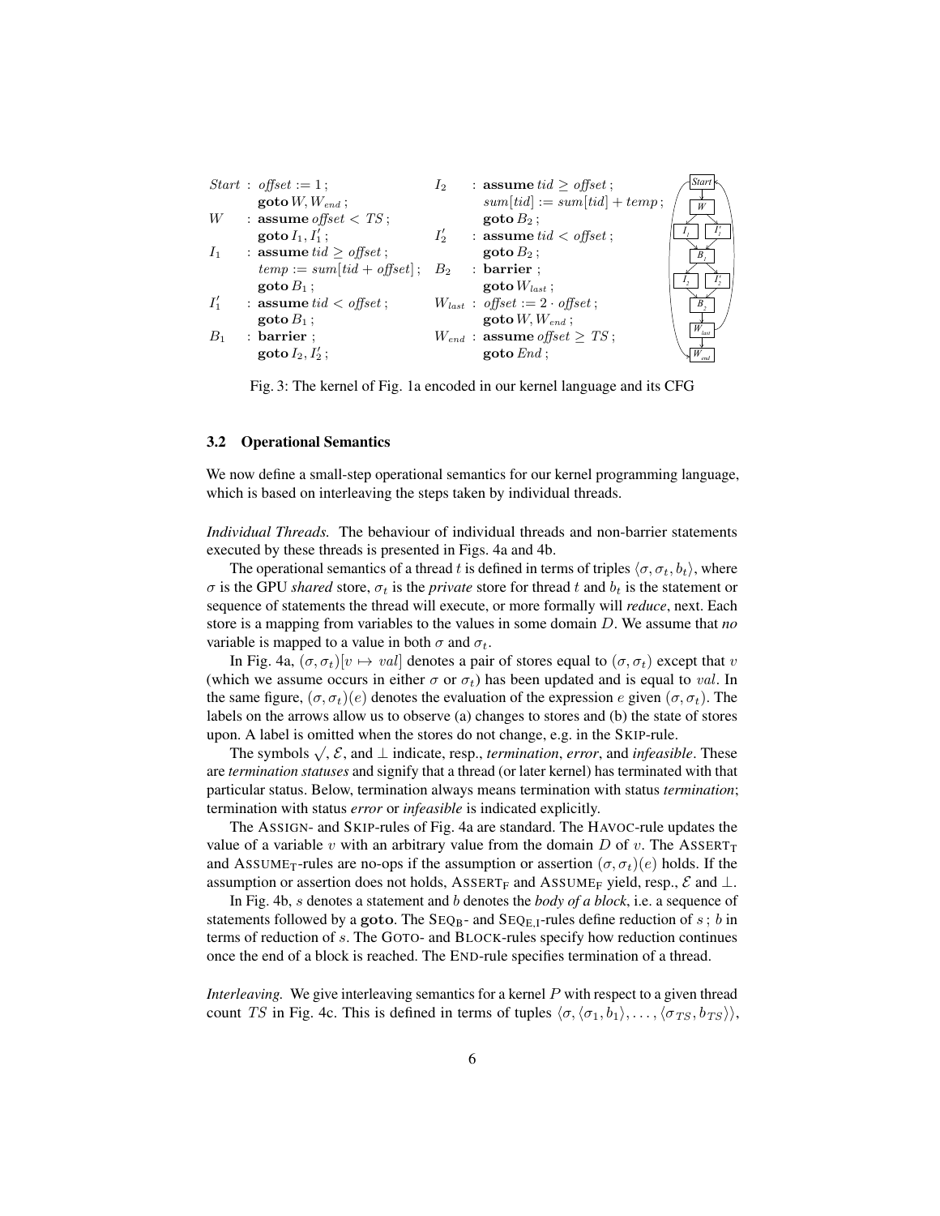$Start$ : $offset := 1$ ;
 **goto** $W, W_{end}$ ;
$W$ : **assume** $offset < TS$ ;
 **goto** $I_1, I_1'$ ;
$I_1$ : **assume** $tid \geq offset$ ;
 $temp := sum[tid + offset]$ ;
 **goto** $B_1$ ;
$I_1'$ : **assume** $tid < offset$ ;
 **goto** $B_1$ ;
$B_1$ : **barrier** ;
 **goto** $I_2, I_2'$ ;
$I_2$ : **assume** $tid \geq offset$ ;
 $sum[tid] := sum[tid] + temp$ ;
 **goto** $B_2$ ;
$I_2'$ : **assume** $tid < offset$ ;
 **goto** $B_2$ ;
$B_2$ : **barrier** ;
 **goto** $W_{last}$ ;
$W_{last}$ : $offset := 2 \cdot offset$ ;
 **goto** $W, W_{end}$ ;
$W_{end}$ : **assume** $offset \geq TS$ ;
 **goto** $End$ ;

Start
W
$I_1$ $I_1'$
$B_1$
$I_2$ $I_2'$
$B_2$
$W_{last}$
$W_{end}$

Fig. 3: The kernel of Fig. 1a encoded in our kernel language and its CFG

### 3.2 Operational Semantics

We now define a small-step operational semantics for our kernel programming language, which is based on interleaving the steps taken by individual threads.

*Individual Threads.* The behaviour of individual threads and non-barrier statements executed by these threads is presented in Figs. 4a and 4b.

The operational semantics of a thread $t$ is defined in terms of triples $\langle \sigma, \sigma_t, b_t \rangle$, where $\sigma$ is the GPU *shared* store, $\sigma_t$ is the *private* store for thread $t$ and $b_t$ is the statement or sequence of statements the thread will execute, or more formally will *reduce*, next. Each store is a mapping from variables to the values in some domain $D$. We assume that *no* variable is mapped to a value in both $\sigma$ and $\sigma_t$.

In Fig. 4a, $(\sigma, \sigma_t)[v \mapsto val]$ denotes a pair of stores equal to $(\sigma, \sigma_t)$ except that $v$ (which we assume occurs in either $\sigma$ or $\sigma_t$) has been updated and is equal to $val$. In the same figure, $(\sigma, \sigma_t)(e)$ denotes the evaluation of the expression $e$ given $(\sigma, \sigma_t)$. The labels on the arrows allow us to observe (a) changes to stores and (b) the state of stores upon. A label is omitted when the stores do not change, e.g. in the SKIP-rule.

The symbols $\surd$, $\mathcal{E}$, and $\perp$ indicate, resp., *termination*, *error*, and *infeasible*. These are *termination statuses* and signify that a thread (or later kernel) has terminated with that particular status. Below, termination always means termination with status *termination*; termination with status *error* or *infeasible* is indicated explicitly.

The ASSIGN- and SKIP-rules of Fig. 4a are standard. The HAVOC-rule updates the value of a variable $v$ with an arbitrary value from the domain $D$ of $v$. The $\text{ASSERT}_\text{T}$ and $\text{ASSUME}_\text{T}$-rules are no-ops if the assumption or assertion $(\sigma, \sigma_t)(e)$ holds. If the assumption or assertion does not holds, $\text{ASSERT}_\text{F}$ and $\text{ASSUME}_\text{F}$ yield, resp., $\mathcal{E}$ and $\perp$.

In Fig. 4b, $s$ denotes a statement and $b$ denotes the *body of a block*, i.e. a sequence of statements followed by a **goto**. The $\text{SEQ}_\text{B}$- and $\text{SEQ}_\text{E,I}$-rules define reduction of $s$ ; $b$ in terms of reduction of $s$. The GOTO- and BLOCK-rules specify how reduction continues once the end of a block is reached. The END-rule specifies termination of a thread.

*Interleaving.* We give interleaving semantics for a kernel $P$ with respect to a given thread count $TS$ in Fig. 4c. This is defined in terms of tuples $\langle \sigma, \langle \sigma_1, b_1 \rangle, \ldots, \langle \sigma_{TS}, b_{TS} \rangle \rangle$,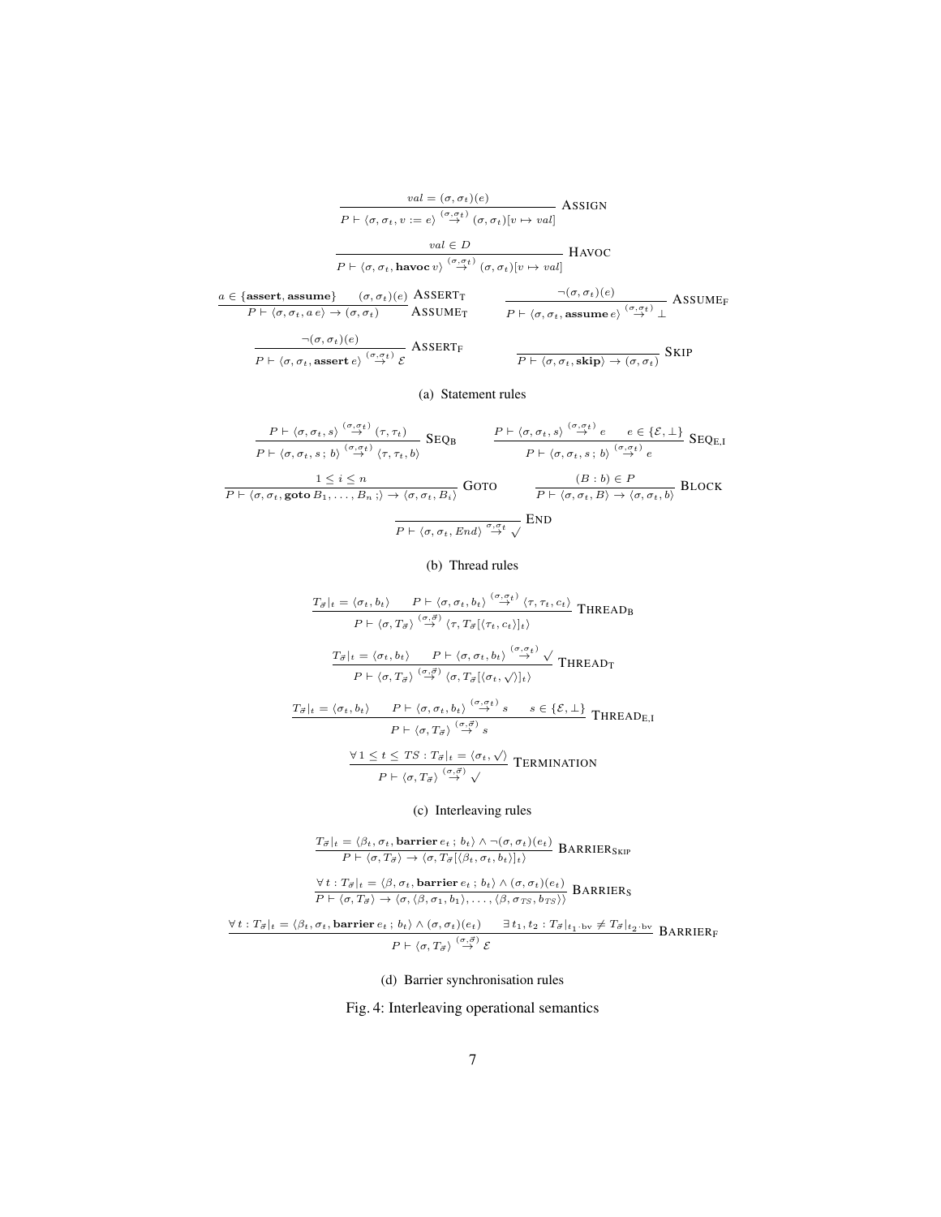$$\frac{val = (\sigma, \sigma_t)(e)}{P \vdash \langle \sigma, \sigma_t, v := e \rangle \overset{(\sigma,\sigma_t)}{\to} (\sigma, \sigma_t)[v \mapsto val]} \text{ ASSIGN}$$

$$\frac{val \in D}{P \vdash \langle \sigma, \sigma_t, \mathbf{havoc}\, v \rangle \overset{(\sigma,\sigma_t)}{\to} (\sigma, \sigma_t)[v \mapsto val]} \text{ HAVOC}$$

$$\frac{a \in \{\mathbf{assert}, \mathbf{assume}\} \qquad (\sigma, \sigma_t)(e)}{P \vdash \langle \sigma, \sigma_t, a\, e \rangle \to (\sigma, \sigma_t)} \begin{array}{l}\text{ASSERT}_\text{T}\\ \text{ASSUME}_\text{T}\end{array} \qquad \frac{\neg(\sigma, \sigma_t)(e)}{P \vdash \langle \sigma, \sigma_t, \mathbf{assume}\, e \rangle \overset{(\sigma,\sigma_t)}{\to} \bot} \text{ ASSUME}_\text{F}$$

$$\frac{\neg(\sigma, \sigma_t)(e)}{P \vdash \langle \sigma, \sigma_t, \mathbf{assert}\, e \rangle \overset{(\sigma,\sigma_t)}{\to} \mathcal{E}} \text{ ASSERT}_\text{F} \qquad \frac{}{P \vdash \langle \sigma, \sigma_t, \mathbf{skip} \rangle \to (\sigma, \sigma_t)} \text{ SKIP}$$

(a) Statement rules

$$\frac{P \vdash \langle \sigma, \sigma_t, s \rangle \overset{(\sigma,\sigma_t)}{\to} (\tau, \tau_t)}{P \vdash \langle \sigma, \sigma_t, s\, ;\, b \rangle \overset{(\sigma,\sigma_t)}{\to} \langle \tau, \tau_t, b \rangle} \text{ SEQ}_\text{B} \qquad \frac{P \vdash \langle \sigma, \sigma_t, s \rangle \overset{(\sigma,\sigma_t)}{\to} e \qquad e \in \{\mathcal{E}, \bot\}}{P \vdash \langle \sigma, \sigma_t, s\, ;\, b \rangle \overset{(\sigma,\sigma_t)}{\to} e} \text{ SEQ}_\text{E,I}$$

$$\frac{1 \leq i \leq n}{P \vdash \langle \sigma, \sigma_t, \mathbf{goto}\, B_1, \ldots, B_n\, ; \rangle \to \langle \sigma, \sigma_t, B_i \rangle} \text{ GOTO} \qquad \frac{(B : b) \in P}{P \vdash \langle \sigma, \sigma_t, B \rangle \to \langle \sigma, \sigma_t, b \rangle} \text{ BLOCK}$$

$$\frac{}{P \vdash \langle \sigma, \sigma_t, End \rangle \overset{\sigma,\sigma_t}{\to} \surd} \text{ END}$$

(b) Thread rules

$$\frac{T_{\vec{\sigma}}|_t = \langle \sigma_t, b_t \rangle \qquad P \vdash \langle \sigma, \sigma_t, b_t \rangle \overset{(\sigma,\sigma_t)}{\to} \langle \tau, \tau_t, c_t \rangle}{P \vdash \langle \sigma, T_{\vec{\sigma}} \rangle \overset{(\sigma,\vec{\sigma})}{\to} \langle \tau, T_{\vec{\sigma}}[\langle \tau_t, c_t \rangle]_t \rangle} \text{ THREAD}_\text{B}$$

$$\frac{T_{\vec{\sigma}}|_t = \langle \sigma_t, b_t \rangle \qquad P \vdash \langle \sigma, \sigma_t, b_t \rangle \overset{(\sigma,\sigma_t)}{\to} \surd}{P \vdash \langle \sigma, T_{\vec{\sigma}} \rangle \overset{(\sigma,\vec{\sigma})}{\to} \langle \sigma, T_{\vec{\sigma}}[\langle \sigma_t, \surd \rangle]_t \rangle} \text{ THREAD}_\text{T}$$

$$\frac{T_{\vec{\sigma}}|_t = \langle \sigma_t, b_t \rangle \qquad P \vdash \langle \sigma, \sigma_t, b_t \rangle \overset{(\sigma,\sigma_t)}{\to} s \qquad s \in \{\mathcal{E}, \bot\}}{P \vdash \langle \sigma, T_{\vec{\sigma}} \rangle \overset{(\sigma,\vec{\sigma})}{\to} s} \text{ THREAD}_\text{E,I}$$

$$\frac{\forall\, 1 \leq t \leq TS : T_{\vec{\sigma}}|_t = \langle \sigma_t, \surd \rangle}{P \vdash \langle \sigma, T_{\vec{\sigma}} \rangle \overset{(\sigma,\vec{\sigma})}{\to} \surd} \text{ TERMINATION}$$

(c) Interleaving rules

$$\frac{T_{\vec{\sigma}}|_t = \langle \beta_t, \sigma_t, \mathbf{barrier}\, e_t\, ;\, b_t \rangle \wedge \neg(\sigma, \sigma_t)(e_t)}{P \vdash \langle \sigma, T_{\vec{\sigma}} \rangle \to \langle \sigma, T_{\vec{\sigma}}[\langle \beta_t, \sigma_t, b_t \rangle]_t \rangle} \text{ BARRIER}_\text{SKIP}$$

$$\frac{\forall\, t : T_{\vec{\sigma}}|_t = \langle \beta, \sigma_t, \mathbf{barrier}\, e_t\, ;\, b_t \rangle \wedge (\sigma, \sigma_t)(e_t)}{P \vdash \langle \sigma, T_{\vec{\sigma}} \rangle \to \langle \sigma, \langle \beta, \sigma_1, b_1 \rangle, \ldots, \langle \beta, \sigma_{TS}, b_{TS} \rangle \rangle} \text{ BARRIER}_\text{S}$$

$$\frac{\forall\, t : T_{\vec{\sigma}}|_t = \langle \beta_t, \sigma_t, \mathbf{barrier}\, e_t\, ;\, b_t \rangle \wedge (\sigma, \sigma_t)(e_t) \qquad \exists\, t_1, t_2 : T_{\vec{\sigma}}|_{t_1 \cdot \text{bv}} \neq T_{\vec{\sigma}}|_{t_2 \cdot \text{bv}}}{P \vdash \langle \sigma, T_{\vec{\sigma}} \rangle \overset{(\sigma,\vec{\sigma})}{\to} \mathcal{E}} \text{ BARRIER}_\text{F}$$

(d) Barrier synchronisation rules

Fig. 4: Interleaving operational semantics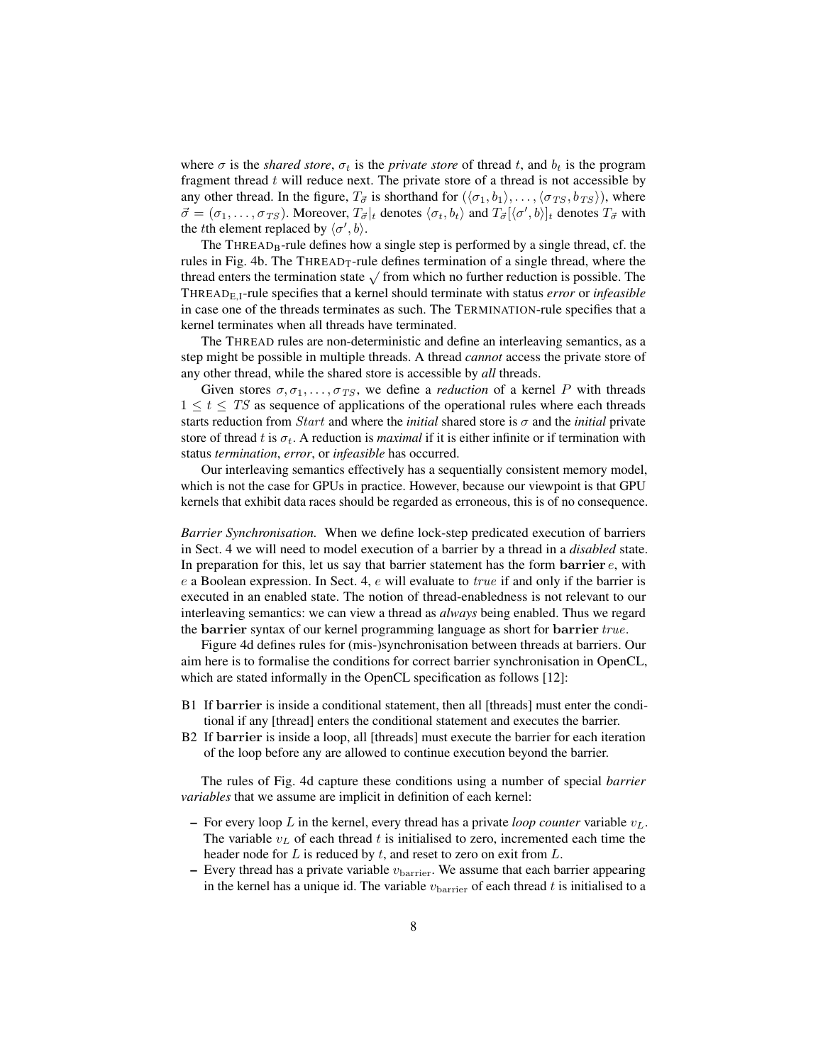where $\sigma$ is the *shared store*, $\sigma_t$ is the *private store* of thread $t$, and $b_t$ is the program fragment thread $t$ will reduce next. The private store of a thread is not accessible by any other thread. In the figure, $T_{\vec{\sigma}}$ is shorthand for $(\langle \sigma_1, b_1 \rangle, \ldots, \langle \sigma_{TS}, b_{TS} \rangle)$, where $\vec{\sigma} = (\sigma_1, \ldots, \sigma_{TS})$. Moreover, $T_{\vec{\sigma}}|_t$ denotes $\langle \sigma_t, b_t \rangle$ and $T_{\vec{\sigma}}[\langle \sigma', b \rangle]_t$ denotes $T_{\vec{\sigma}}$ with the $t$th element replaced by $\langle \sigma', b \rangle$.

The THREAD$_{\mathrm{B}}$-rule defines how a single step is performed by a single thread, cf. the rules in Fig. 4b. The THREAD$_{\mathrm{T}}$-rule defines termination of a single thread, where the thread enters the termination state $\surd$ from which no further reduction is possible. The THREAD$_{\mathrm{E,I}}$-rule specifies that a kernel should terminate with status *error* or *infeasible* in case one of the threads terminates as such. The TERMINATION-rule specifies that a kernel terminates when all threads have terminated.

The THREAD rules are non-deterministic and define an interleaving semantics, as a step might be possible in multiple threads. A thread *cannot* access the private store of any other thread, while the shared store is accessible by *all* threads.

Given stores $\sigma, \sigma_1, \ldots, \sigma_{TS}$, we define a *reduction* of a kernel $P$ with threads $1 \leq t \leq TS$ as sequence of applications of the operational rules where each threads starts reduction from $Start$ and where the *initial* shared store is $\sigma$ and the *initial* private store of thread $t$ is $\sigma_t$. A reduction is *maximal* if it is either infinite or if termination with status *termination*, *error*, or *infeasible* has occurred.

Our interleaving semantics effectively has a sequentially consistent memory model, which is not the case for GPUs in practice. However, because our viewpoint is that GPU kernels that exhibit data races should be regarded as erroneous, this is of no consequence.

*Barrier Synchronisation.* When we define lock-step predicated execution of barriers in Sect. 4 we will need to model execution of a barrier by a thread in a *disabled* state. In preparation for this, let us say that barrier statement has the form **barrier** $e$, with $e$ a Boolean expression. In Sect. 4, $e$ will evaluate to $true$ if and only if the barrier is executed in an enabled state. The notion of thread-enabledness is not relevant to our interleaving semantics: we can view a thread as *always* being enabled. Thus we regard the **barrier** syntax of our kernel programming language as short for **barrier** $true$.

Figure 4d defines rules for (mis-)synchronisation between threads at barriers. Our aim here is to formalise the conditions for correct barrier synchronisation in OpenCL, which are stated informally in the OpenCL specification as follows [12]:

- B1 If **barrier** is inside a conditional statement, then all [threads] must enter the conditional if any [thread] enters the conditional statement and executes the barrier.
- B2 If **barrier** is inside a loop, all [threads] must execute the barrier for each iteration of the loop before any are allowed to continue execution beyond the barrier.

The rules of Fig. 4d capture these conditions using a number of special *barrier variables* that we assume are implicit in definition of each kernel:

- For every loop $L$ in the kernel, every thread has a private *loop counter* variable $v_L$. The variable $v_L$ of each thread $t$ is initialised to zero, incremented each time the header node for $L$ is reduced by $t$, and reset to zero on exit from $L$.
- Every thread has a private variable $v_{\mathrm{barrier}}$. We assume that each barrier appearing in the kernel has a unique id. The variable $v_{\mathrm{barrier}}$ of each thread $t$ is initialised to a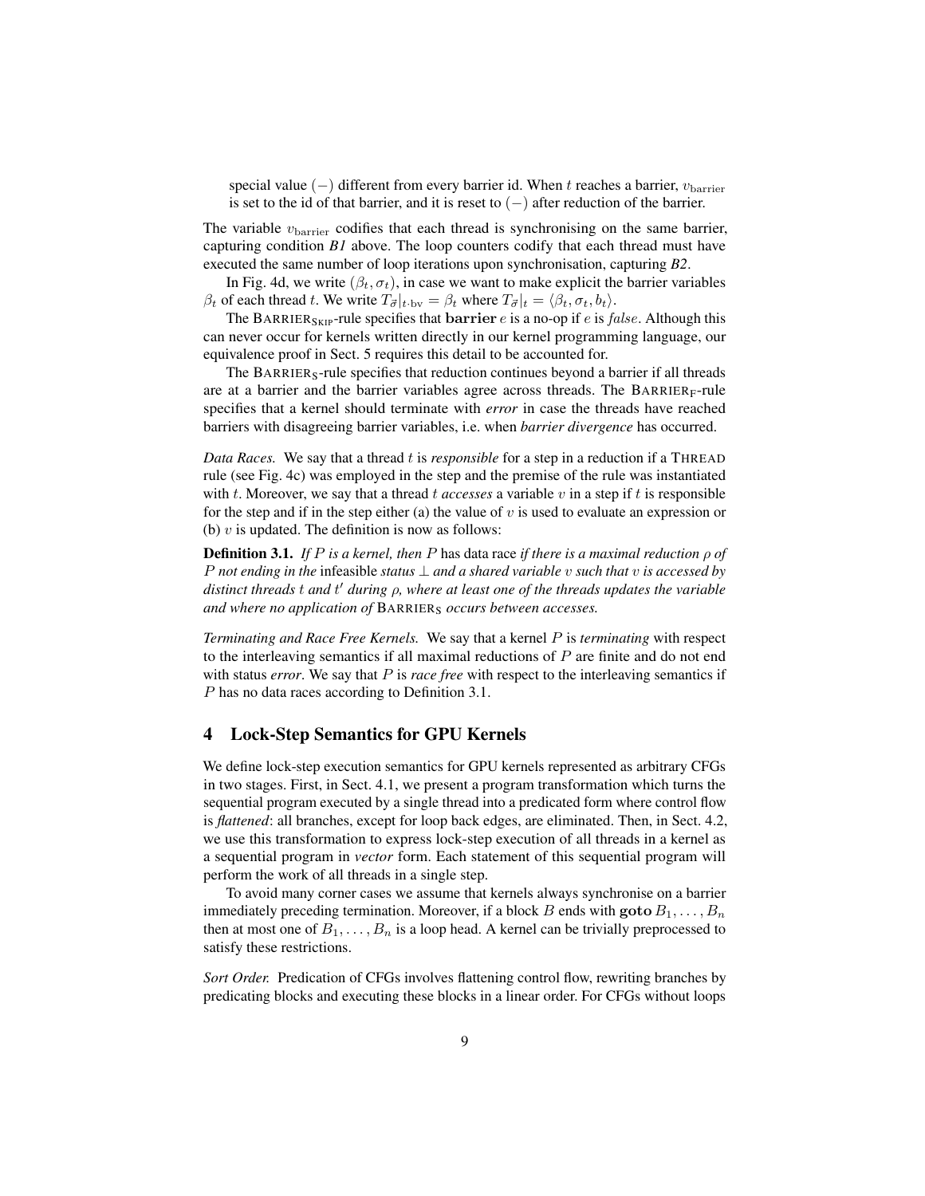special value $(-)$ different from every barrier id. When $t$ reaches a barrier, $v_{\text{barrier}}$ is set to the id of that barrier, and it is reset to $(-)$ after reduction of the barrier.

The variable $v_{\text{barrier}}$ codifies that each thread is synchronising on the same barrier, capturing condition *B1* above. The loop counters codify that each thread must have executed the same number of loop iterations upon synchronisation, capturing *B2*.

In Fig. 4d, we write $(\beta_t, \sigma_t)$, in case we want to make explicit the barrier variables $\beta_t$ of each thread $t$. We write $T_{\vec{\sigma}}|_{t \cdot \text{bv}} = \beta_t$ where $T_{\vec{\sigma}}|_t = \langle \beta_t, \sigma_t, b_t \rangle$.

The $\text{B}\textsc{arrier}_{\text{SKIP}}$-rule specifies that **barrier** $e$ is a no-op if $e$ is $\mathit{false}$. Although this can never occur for kernels written directly in our kernel programming language, our equivalence proof in Sect. 5 requires this detail to be accounted for.

The $\text{B}\textsc{arrier}_{\text{S}}$-rule specifies that reduction continues beyond a barrier if all threads are at a barrier and the barrier variables agree across threads. The $\text{B}\textsc{arrier}_{\text{F}}$-rule specifies that a kernel should terminate with *error* in case the threads have reached barriers with disagreeing barrier variables, i.e. when *barrier divergence* has occurred.

*Data Races.* We say that a thread $t$ is *responsible* for a step in a reduction if a T<small>HREAD</small> rule (see Fig. 4c) was employed in the step and the premise of the rule was instantiated with $t$. Moreover, we say that a thread $t$ *accesses* a variable $v$ in a step if $t$ is responsible for the step and if in the step either (a) the value of $v$ is used to evaluate an expression or (b) $v$ is updated. The definition is now as follows:

**Definition 3.1.** *If $P$ is a kernel, then $P$ has data race if there is a maximal reduction $\rho$ of $P$ not ending in the infeasible status $\perp$ and a shared variable $v$ such that $v$ is accessed by distinct threads $t$ and $t'$ during $\rho$, where at least one of the threads updates the variable and where no application of $\text{B}\textsc{arrier}_{\text{S}}$ occurs between accesses.*

*Terminating and Race Free Kernels.* We say that a kernel $P$ is *terminating* with respect to the interleaving semantics if all maximal reductions of $P$ are finite and do not end with status *error*. We say that $P$ is *race free* with respect to the interleaving semantics if $P$ has no data races according to Definition 3.1.

## 4 Lock-Step Semantics for GPU Kernels

We define lock-step execution semantics for GPU kernels represented as arbitrary CFGs in two stages. First, in Sect. 4.1, we present a program transformation which turns the sequential program executed by a single thread into a predicated form where control flow is *flattened*: all branches, except for loop back edges, are eliminated. Then, in Sect. 4.2, we use this transformation to express lock-step execution of all threads in a kernel as a sequential program in *vector* form. Each statement of this sequential program will perform the work of all threads in a single step.

To avoid many corner cases we assume that kernels always synchronise on a barrier immediately preceding termination. Moreover, if a block $B$ ends with **goto** $B_1, \ldots, B_n$ then at most one of $B_1, \ldots, B_n$ is a loop head. A kernel can be trivially preprocessed to satisfy these restrictions.

*Sort Order.* Predication of CFGs involves flattening control flow, rewriting branches by predicating blocks and executing these blocks in a linear order. For CFGs without loops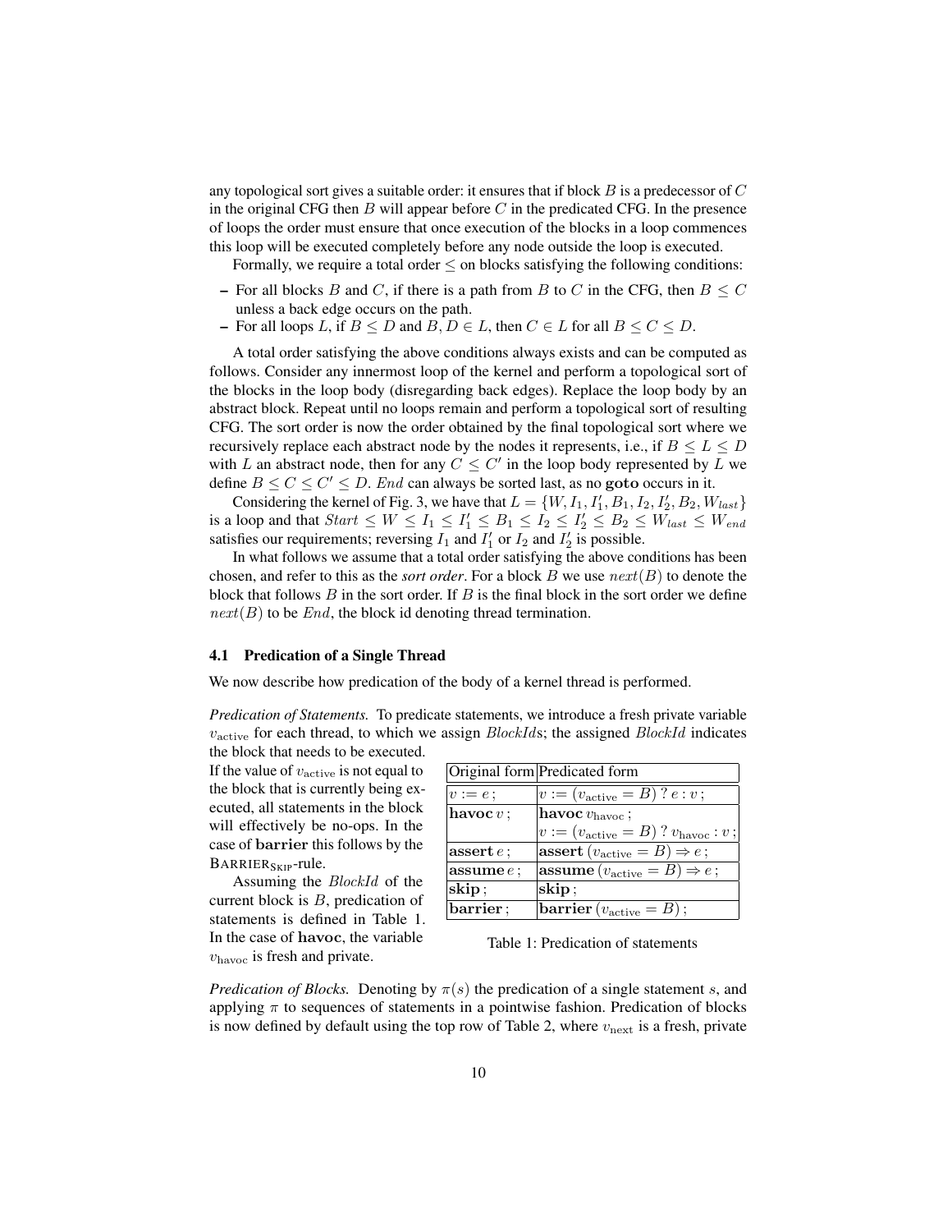any topological sort gives a suitable order: it ensures that if block $B$ is a predecessor of $C$ in the original CFG then $B$ will appear before $C$ in the predicated CFG. In the presence of loops the order must ensure that once execution of the blocks in a loop commences this loop will be executed completely before any node outside the loop is executed.

Formally, we require a total order $\leq$ on blocks satisfying the following conditions:

- For all blocks $B$ and $C$, if there is a path from $B$ to $C$ in the CFG, then $B \leq C$ unless a back edge occurs on the path.
- For all loops $L$, if $B \leq D$ and $B, D \in L$, then $C \in L$ for all $B \leq C \leq D$.

A total order satisfying the above conditions always exists and can be computed as follows. Consider any innermost loop of the kernel and perform a topological sort of the blocks in the loop body (disregarding back edges). Replace the loop body by an abstract block. Repeat until no loops remain and perform a topological sort of resulting CFG. The sort order is now the order obtained by the final topological sort where we recursively replace each abstract node by the nodes it represents, i.e., if $B \leq L \leq D$ with $L$ an abstract node, then for any $C \leq C'$ in the loop body represented by $L$ we define $B \leq C \leq C' \leq D$. $End$ can always be sorted last, as no **goto** occurs in it.

Considering the kernel of Fig. 3, we have that $L = \{W, I_1, I_1', B_1, I_2, I_2', B_2, W_{last}\}$ is a loop and that $Start \leq W \leq I_1 \leq I_1' \leq B_1 \leq I_2 \leq I_2' \leq B_2 \leq W_{last} \leq W_{end}$ satisfies our requirements; reversing $I_1$ and $I_1'$ or $I_2$ and $I_2'$ is possible.

In what follows we assume that a total order satisfying the above conditions has been chosen, and refer to this as the *sort order*. For a block $B$ we use $next(B)$ to denote the block that follows $B$ in the sort order. If $B$ is the final block in the sort order we define $next(B)$ to be $End$, the block id denoting thread termination.

### 4.1 Predication of a Single Thread

We now describe how predication of the body of a kernel thread is performed.

*Predication of Statements.* To predicate statements, we introduce a fresh private variable $v_{\text{active}}$ for each thread, to which we assign $BlockId$s; the assigned $BlockId$ indicates the block that needs to be executed. If the value of $v_{\text{active}}$ is not equal to the block that is currently being executed, all statements in the block will effectively be no-ops. In the case of **barrier** this follows by the BARRIER$_{\text{SKIP}}$-rule.

Assuming the $BlockId$ of the current block is $B$, predication of statements is defined in Table 1. In the case of **havoc**, the variable $v_{\text{havoc}}$ is fresh and private.

| Original form | Predicated form |
|---|---|
| $v := e\,;$ | $v := (v_{\text{active}} = B) \mathbin{?} e : v\,;$ |
| **havoc** $v\,;$ | **havoc** $v_{\text{havoc}}\,;$ $v := (v_{\text{active}} = B) \mathbin{?} v_{\text{havoc}} : v\,;$ |
| **assert** $e\,;$ | **assert** $(v_{\text{active}} = B) \Rightarrow e\,;$ |
| **assume** $e\,;$ | **assume** $(v_{\text{active}} = B) \Rightarrow e\,;$ |
| **skip** ; | **skip** ; |
| **barrier** ; | **barrier** $(v_{\text{active}} = B)\,;$ |

Table 1: Predication of statements

*Predication of Blocks.* Denoting by $\pi(s)$ the predication of a single statement $s$, and applying $\pi$ to sequences of statements in a pointwise fashion. Predication of blocks is now defined by default using the top row of Table 2, where $v_{\text{next}}$ is a fresh, private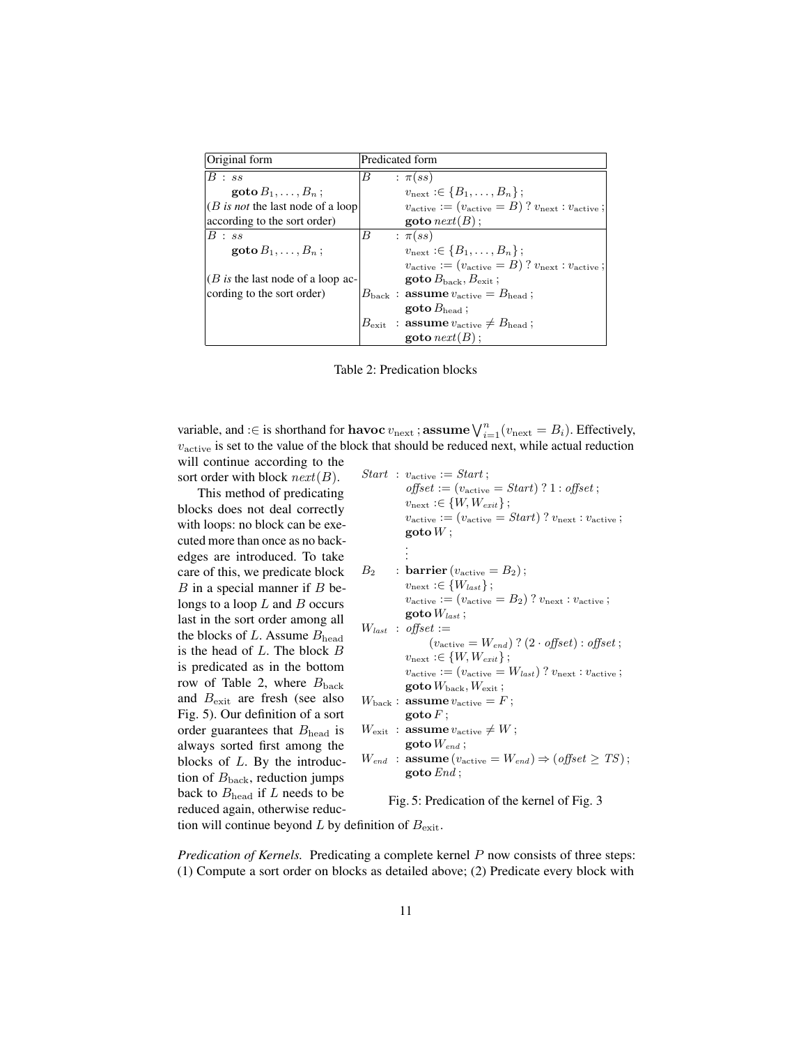| Original form | Predicated form |
|---|---|
| $B$ : $ss$ <br> **goto** $B_1, \ldots, B_n$ ; <br> ($B$ *is not* the last node of a loop according to the sort order) | $B$ : $\pi(ss)$ <br> $v_{\text{next}} :\in \{B_1, \ldots, B_n\}$ ; <br> $v_{\text{active}} := (v_{\text{active}} = B)\ ?\ v_{\text{next}} : v_{\text{active}}$ ; <br> **goto** $next(B)$ ; |
| $B$ : $ss$ <br> **goto** $B_1, \ldots, B_n$ ; <br> ($B$ *is* the last node of a loop according to the sort order) | $B$ : $\pi(ss)$ <br> $v_{\text{next}} :\in \{B_1, \ldots, B_n\}$ ; <br> $v_{\text{active}} := (v_{\text{active}} = B)\ ?\ v_{\text{next}} : v_{\text{active}}$ ; <br> **goto** $B_{\text{back}}, B_{\text{exit}}$ ; <br> $B_{\text{back}}$ : **assume** $v_{\text{active}} = B_{\text{head}}$ ; <br> **goto** $B_{\text{head}}$ ; <br> $B_{\text{exit}}$ : **assume** $v_{\text{active}} \neq B_{\text{head}}$ ; <br> **goto** $next(B)$ ; |

Table 2: Predication blocks

variable, and $:\in$ is shorthand for **havoc** $v_{\text{next}}$ ; **assume** $\bigvee_{i=1}^{n}(v_{\text{next}} = B_i)$. Effectively, $v_{\text{active}}$ is set to the value of the block that should be reduced next, while actual reduction will continue according to the sort order with block $next(B)$.

This method of predicating blocks does not deal correctly with loops: no block can be executed more than once as no back-edges are introduced. To take care of this, we predicate block $B$ in a special manner if $B$ belongs to a loop $L$ and $B$ occurs last in the sort order among all the blocks of $L$. Assume $B_{\text{head}}$ is the head of $L$. The block $B$ is predicated as in the bottom row of Table 2, where $B_{\text{back}}$ and $B_{\text{exit}}$ are fresh (see also Fig. 5). Our definition of a sort order guarantees that $B_{\text{head}}$ is always sorted first among the blocks of $L$. By the introduction of $B_{\text{back}}$, reduction jumps back to $B_{\text{head}}$ if $L$ needs to be reduced again, otherwise reduction will continue beyond $L$ by definition of $B_{\text{exit}}$.

$$
\begin{aligned}
&\mathit{Start} : v_{\text{active}} := \mathit{Start}\,; \\
&\quad \mathit{offset} := (v_{\text{active}} = \mathit{Start})\ ?\ 1 : \mathit{offset}\,; \\
&\quad v_{\text{next}} :\in \{W, W_{\mathit{exit}}\}\,; \\
&\quad v_{\text{active}} := (v_{\text{active}} = \mathit{Start})\ ?\ v_{\text{next}} : v_{\text{active}}\,; \\
&\quad \mathbf{goto}\ W\,; \\
&\quad \vdots \\
&B_2 : \mathbf{barrier}\,(v_{\text{active}} = B_2)\,; \\
&\quad v_{\text{next}} :\in \{W_{\mathit{last}}\}\,; \\
&\quad v_{\text{active}} := (v_{\text{active}} = B_2)\ ?\ v_{\text{next}} : v_{\text{active}}\,; \\
&\quad \mathbf{goto}\ W_{\mathit{last}}\,; \\
&W_{\mathit{last}} : \mathit{offset} := \\
&\qquad (v_{\text{active}} = W_{\mathit{end}})\ ?\ (2 \cdot \mathit{offset}) : \mathit{offset}\,; \\
&\quad v_{\text{next}} :\in \{W, W_{\mathit{exit}}\}\,; \\
&\quad v_{\text{active}} := (v_{\text{active}} = W_{\mathit{last}})\ ?\ v_{\text{next}} : v_{\text{active}}\,; \\
&\quad \mathbf{goto}\ W_{\text{back}}, W_{\text{exit}}\,; \\
&W_{\text{back}} : \mathbf{assume}\ v_{\text{active}} = F\,; \\
&\quad \mathbf{goto}\ F\,; \\
&W_{\text{exit}} : \mathbf{assume}\ v_{\text{active}} \neq W\,; \\
&\quad \mathbf{goto}\ W_{\mathit{end}}\,; \\
&W_{\mathit{end}} : \mathbf{assume}\,(v_{\text{active}} = W_{\mathit{end}}) \Rightarrow (\mathit{offset} \geq \mathit{TS})\,; \\
&\quad \mathbf{goto}\ \mathit{End}\,;
\end{aligned}
$$

Fig. 5: Predication of the kernel of Fig. 3

*Predication of Kernels.* Predicating a complete kernel $P$ now consists of three steps: (1) Compute a sort order on blocks as detailed above; (2) Predicate every block with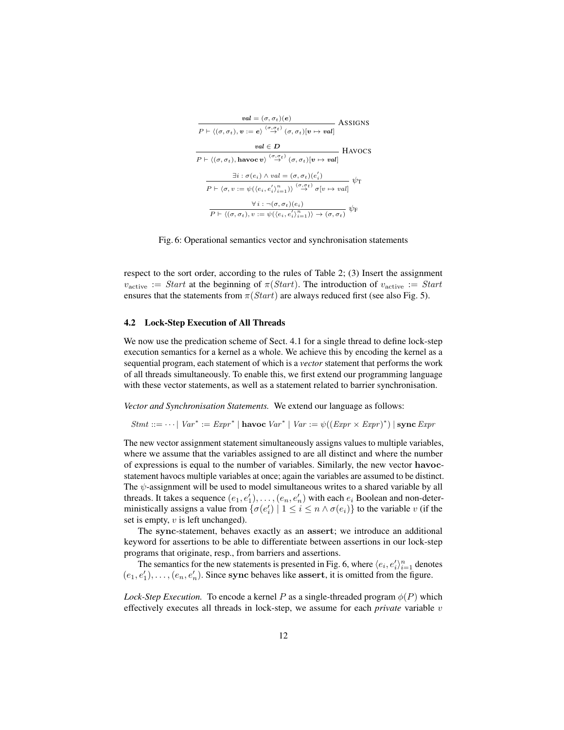$$\frac{\boldsymbol{val} = (\sigma, \sigma_t)(\boldsymbol{e})}{P \vdash \langle(\sigma, \sigma_t), \boldsymbol{v} := \boldsymbol{e}\rangle \overset{(\sigma,\sigma_t)}{\rightarrow} (\sigma, \sigma_t)[\boldsymbol{v} \mapsto \boldsymbol{val}]} \text{ ASSIGNS}$$

$$\frac{\boldsymbol{val} \in \boldsymbol{D}}{P \vdash \langle(\sigma, \sigma_t), \mathbf{havoc}\, \boldsymbol{v}\rangle \overset{(\sigma,\sigma_t)}{\rightarrow} (\sigma, \sigma_t)[\boldsymbol{v} \mapsto \boldsymbol{val}]} \text{ HAVOCS}$$

$$\frac{\exists i : \sigma(e_i) \wedge val = (\sigma, \sigma_t)(e_i')}{P \vdash \langle \sigma, v := \psi(\langle e_i, e_i' \rangle_{i=1}^n)\rangle \overset{(\sigma,\sigma_t)}{\rightarrow} \sigma[v \mapsto val]} \; \psi_{\mathrm{T}}$$

$$\frac{\forall\, i : \neg(\sigma, \sigma_t)(e_i)}{P \vdash \langle(\sigma, \sigma_t), v := \psi(\langle e_i, e_i' \rangle_{i=1}^n)\rangle \rightarrow (\sigma, \sigma_t)} \; \psi_{\mathrm{F}}$$

Fig. 6: Operational semantics vector and synchronisation statements

respect to the sort order, according to the rules of Table 2; (3) Insert the assignment $v_{\text{active}} := \mathit{Start}$ at the beginning of $\pi(\mathit{Start})$. The introduction of $v_{\text{active}} := \mathit{Start}$ ensures that the statements from $\pi(\mathit{Start})$ are always reduced first (see also Fig. 5).

### 4.2 Lock-Step Execution of All Threads

We now use the predication scheme of Sect. 4.1 for a single thread to define lock-step execution semantics for a kernel as a whole. We achieve this by encoding the kernel as a sequential program, each statement of which is a *vector* statement that performs the work of all threads simultaneously. To enable this, we first extend our programming language with these vector statements, as well as a statement related to barrier synchronisation.

*Vector and Synchronisation Statements.* We extend our language as follows:

$$\mathit{Stmt} ::= \cdots \mid \mathit{Var}^* := \mathit{Expr}^* \mid \mathbf{havoc}\ \mathit{Var}^* \mid \mathit{Var} := \psi((\mathit{Expr} \times \mathit{Expr})^*) \mid \mathbf{sync}\ \mathit{Expr}$$

The new vector assignment statement simultaneously assigns values to multiple variables, where we assume that the variables assigned to are all distinct and where the number of expressions is equal to the number of variables. Similarly, the new vector **havoc**-statement havocs multiple variables at once; again the variables are assumed to be distinct. The $\psi$-assignment will be used to model simultaneous writes to a shared variable by all threads. It takes a sequence $(e_1, e_1'), \ldots, (e_n, e_n')$ with each $e_i$ Boolean and non-deterministically assigns a value from $\{\sigma(e_i') \mid 1 \leq i \leq n \wedge \sigma(e_i)\}$ to the variable $v$ (if the set is empty, $v$ is left unchanged).

The **sync**-statement, behaves exactly as an **assert**; we introduce an additional keyword for assertions to be able to differentiate between assertions in our lock-step programs that originate, resp., from barriers and assertions.

The semantics for the new statements is presented in Fig. 6, where $\langle e_i, e_i' \rangle_{i=1}^n$ denotes $(e_1, e_1'), \ldots, (e_n, e_n')$. Since **sync** behaves like **assert**, it is omitted from the figure.

*Lock-Step Execution.* To encode a kernel $P$ as a single-threaded program $\phi(P)$ which effectively executes all threads in lock-step, we assume for each *private* variable $v$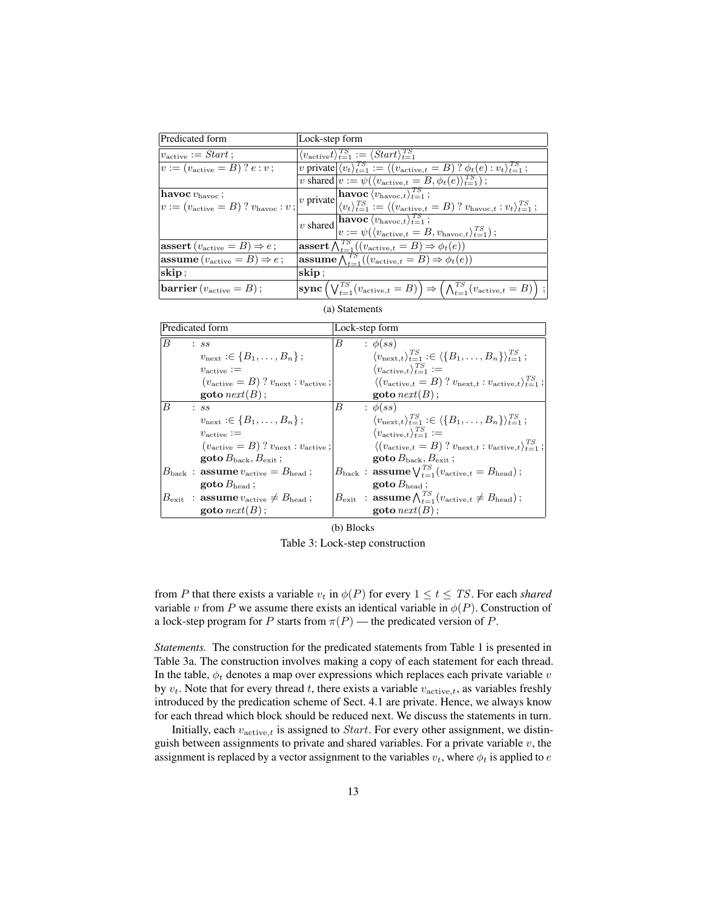| Predicated form | | Lock-step form |
|---|---|---|
| $v_{\text{active}} := \mathit{Start}$ ; | | $\langle v_{\text{active}} t\rangle_{t=1}^{TS} := \langle \mathit{Start}\rangle_{t=1}^{TS}$ |
| $v := (v_{\text{active}} = B)\ ?\ e : v$ ; | $v$ private | $\langle v_t\rangle_{t=1}^{TS} := \langle (v_{\text{active},t} = B)\ ?\ \phi_t(e) : v_t\rangle_{t=1}^{TS}$ ; |
| | $v$ shared | $v := \psi(\langle v_{\text{active},t} = B, \phi_t(e)\rangle_{t=1}^{TS})$ ; |
| **havoc** $v_{\text{havoc}}$ ; $v := (v_{\text{active}} = B)\ ?\ v_{\text{havoc}} : v$ ; | $v$ private | **havoc** $\langle v_{\text{havoc},t}\rangle_{t=1}^{TS}$ ; $\langle v_t\rangle_{t=1}^{TS} := \langle (v_{\text{active},t} = B)\ ?\ v_{\text{havoc},t} : v_t\rangle_{t=1}^{TS}$ ; |
| | $v$ shared | **havoc** $\langle v_{\text{havoc},t}\rangle_{t=1}^{TS}$ ; $v := \psi(\langle v_{\text{active},t} = B, v_{\text{havoc},t}\rangle_{t=1}^{TS})$ ; |
| **assert** $(v_{\text{active}} = B) \Rightarrow e$ ; | | **assert** $\bigwedge_{t=1}^{TS}((v_{\text{active},t} = B) \Rightarrow \phi_t(e))$ |
| **assume** $(v_{\text{active}} = B) \Rightarrow e$ ; | | **assume** $\bigwedge_{t=1}^{TS}((v_{\text{active},t} = B) \Rightarrow \phi_t(e))$ |
| **skip** ; | | **skip** ; |
| **barrier** $(v_{\text{active}} = B)$ ; | | **sync** $\left(\bigvee_{t=1}^{TS}(v_{\text{active},t} = B)\right) \Rightarrow \left(\bigwedge_{t=1}^{TS}(v_{\text{active},t} = B)\right)$ ; |

(a) Statements

| Predicated form | Lock-step form |
|---|---|
| $B \quad : ss$<br>$\quad v_{\text{next}} :\in \{B_1, \ldots, B_n\}$ ;<br>$\quad v_{\text{active}} :=$<br>$\quad (v_{\text{active}} = B)\ ?\ v_{\text{next}} : v_{\text{active}}$ ;<br>$\quad$ **goto** $\mathit{next}(B)$ ; | $B \quad : \phi(ss)$<br>$\quad \langle v_{\text{next},t}\rangle_{t=1}^{TS} :\in \langle \{B_1, \ldots, B_n\}\rangle_{t=1}^{TS}$ ;<br>$\quad \langle v_{\text{active},t}\rangle_{t=1}^{TS} :=$<br>$\quad \langle (v_{\text{active},t} = B)\ ?\ v_{\text{next},t} : v_{\text{active},t}\rangle_{t=1}^{TS}$ ;<br>$\quad$ **goto** $\mathit{next}(B)$ ; |
| $B \quad : ss$<br>$\quad v_{\text{next}} :\in \{B_1, \ldots, B_n\}$ ;<br>$\quad v_{\text{active}} :=$<br>$\quad (v_{\text{active}} = B)\ ?\ v_{\text{next}} : v_{\text{active}}$ ;<br>$\quad$ **goto** $B_{\text{back}}, B_{\text{exit}}$ ;<br>$B_{\text{back}}$ : **assume** $v_{\text{active}} = B_{\text{head}}$ ;<br>$\quad$ **goto** $B_{\text{head}}$ ;<br>$B_{\text{exit}}$ : **assume** $v_{\text{active}} \neq B_{\text{head}}$ ;<br>$\quad$ **goto** $\mathit{next}(B)$ ; | $B \quad : \phi(ss)$<br>$\quad \langle v_{\text{next},t}\rangle_{t=1}^{TS} :\in \langle \{B_1, \ldots, B_n\}\rangle_{t=1}^{TS}$ ;<br>$\quad \langle v_{\text{active},t}\rangle_{t=1}^{TS} :=$<br>$\quad \langle (v_{\text{active},t} = B)\ ?\ v_{\text{next},t} : v_{\text{active},t}\rangle_{t=1}^{TS}$ ;<br>$\quad$ **goto** $B_{\text{back}}, B_{\text{exit}}$ ;<br>$B_{\text{back}}$ : **assume** $\bigvee_{t=1}^{TS}(v_{\text{active},t} = B_{\text{head}})$ ;<br>$\quad$ **goto** $B_{\text{head}}$ ;<br>$B_{\text{exit}}$ : **assume** $\bigwedge_{t=1}^{TS}(v_{\text{active},t} \neq B_{\text{head}})$ ;<br>$\quad$ **goto** $\mathit{next}(B)$ ; |

(b) Blocks

Table 3: Lock-step construction

from $P$ that there exists a variable $v_t$ in $\phi(P)$ for every $1 \leq t \leq TS$. For each *shared* variable $v$ from $P$ we assume there exists an identical variable in $\phi(P)$. Construction of a lock-step program for $P$ starts from $\pi(P)$ — the predicated version of $P$.

*Statements.* The construction for the predicated statements from Table 1 is presented in Table 3a. The construction involves making a copy of each statement for each thread. In the table, $\phi_t$ denotes a map over expressions which replaces each private variable $v$ by $v_t$. Note that for every thread $t$, there exists a variable $v_{\text{active},t}$, as variables freshly introduced by the predication scheme of Sect. 4.1 are private. Hence, we always know for each thread which block should be reduced next. We discuss the statements in turn.

Initially, each $v_{\text{active},t}$ is assigned to $\mathit{Start}$. For every other assignment, we distinguish between assignments to private and shared variables. For a private variable $v$, the assignment is replaced by a vector assignment to the variables $v_t$, where $\phi_t$ is applied to $e$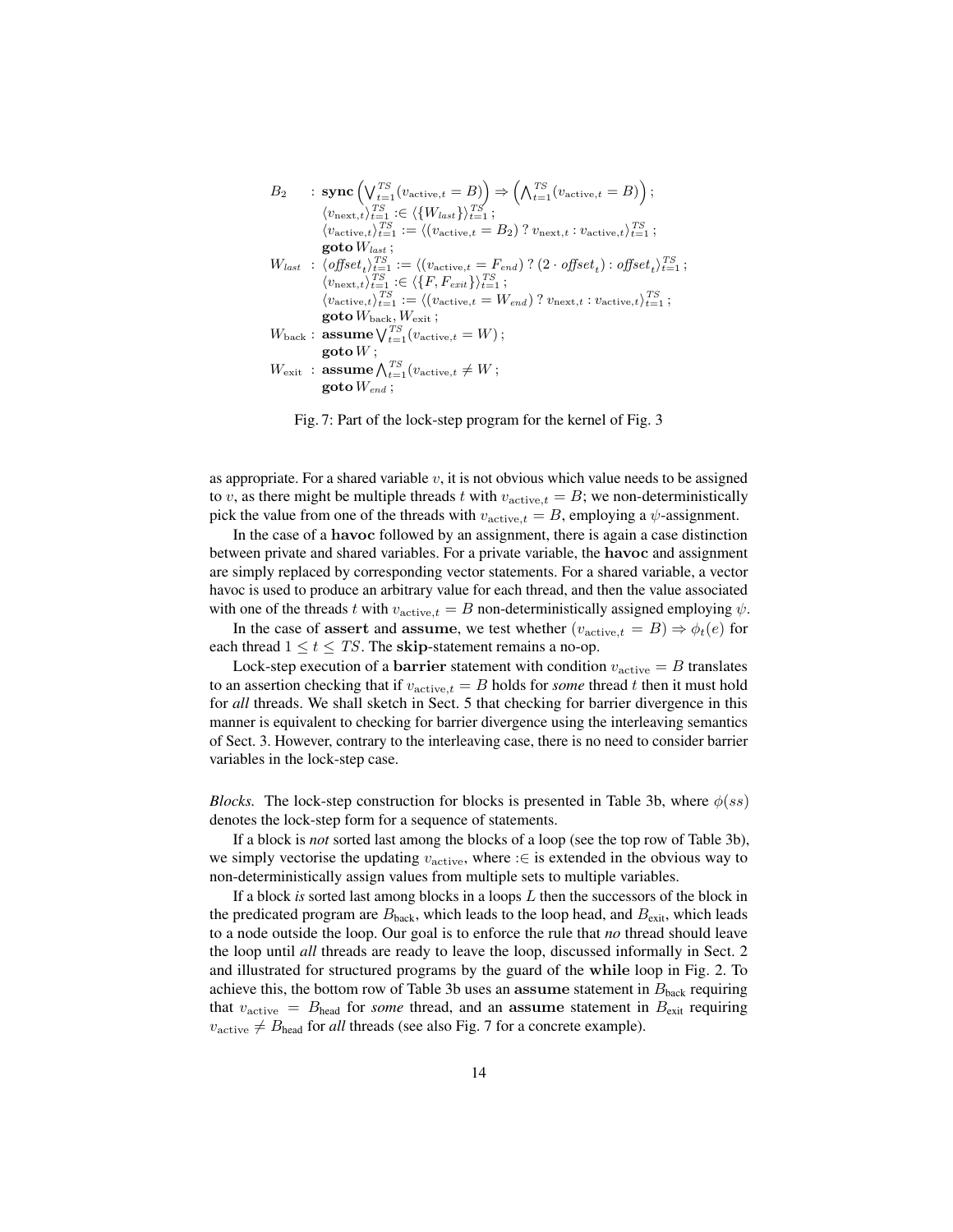$$
\begin{array}{ll}
B_2 & : \textbf{sync}\left(\bigvee_{t=1}^{TS}(v_{\text{active},t} = B)\right) \Rightarrow \left(\bigwedge_{t=1}^{TS}(v_{\text{active},t} = B)\right); \\
& \langle v_{\text{next},t}\rangle_{t=1}^{TS} :\in \langle\{W_{last}\}\rangle_{t=1}^{TS}; \\
& \langle v_{\text{active},t}\rangle_{t=1}^{TS} := \langle(v_{\text{active},t} = B_2) \mathrel{?} v_{\text{next},t} : v_{\text{active},t}\rangle_{t=1}^{TS}; \\
& \textbf{goto}\, W_{last}; \\
W_{last} & : \langle \mathit{offset}_t\rangle_{t=1}^{TS} := \langle(v_{\text{active},t} = F_{end}) \mathrel{?} (2 \cdot \mathit{offset}_t) : \mathit{offset}_t\rangle_{t=1}^{TS}; \\
& \langle v_{\text{next},t}\rangle_{t=1}^{TS} :\in \langle\{F, F_{exit}\}\rangle_{t=1}^{TS}; \\
& \langle v_{\text{active},t}\rangle_{t=1}^{TS} := \langle(v_{\text{active},t} = W_{end}) \mathrel{?} v_{\text{next},t} : v_{\text{active},t}\rangle_{t=1}^{TS}; \\
& \textbf{goto}\, W_{\text{back}}, W_{\text{exit}}; \\
W_{\text{back}} & : \textbf{assume} \bigvee_{t=1}^{TS}(v_{\text{active},t} = W); \\
& \textbf{goto}\, W; \\
W_{\text{exit}} & : \textbf{assume} \bigwedge_{t=1}^{TS}(v_{\text{active},t} \neq W; \\
& \textbf{goto}\, W_{end};
\end{array}
$$

Fig. 7: Part of the lock-step program for the kernel of Fig. 3

as appropriate. For a shared variable $v$, it is not obvious which value needs to be assigned to $v$, as there might be multiple threads $t$ with $v_{\text{active},t} = B$; we non-deterministically pick the value from one of the threads with $v_{\text{active},t} = B$, employing a $\psi$-assignment.

In the case of a **havoc** followed by an assignment, there is again a case distinction between private and shared variables. For a private variable, the **havoc** and assignment are simply replaced by corresponding vector statements. For a shared variable, a vector havoc is used to produce an arbitrary value for each thread, and then the value associated with one of the threads $t$ with $v_{\text{active},t} = B$ non-deterministically assigned employing $\psi$.

In the case of **assert** and **assume**, we test whether $(v_{\text{active},t} = B) \Rightarrow \phi_t(e)$ for each thread $1 \leq t \leq TS$. The **skip**-statement remains a no-op.

Lock-step execution of a **barrier** statement with condition $v_{\text{active}} = B$ translates to an assertion checking that if $v_{\text{active},t} = B$ holds for *some* thread $t$ then it must hold for *all* threads. We shall sketch in Sect. 5 that checking for barrier divergence in this manner is equivalent to checking for barrier divergence using the interleaving semantics of Sect. 3. However, contrary to the interleaving case, there is no need to consider barrier variables in the lock-step case.

*Blocks.* The lock-step construction for blocks is presented in Table 3b, where $\phi(ss)$ denotes the lock-step form for a sequence of statements.

If a block is *not* sorted last among the blocks of a loop (see the top row of Table 3b), we simply vectorise the updating $v_{\text{active}}$, where $:\in$ is extended in the obvious way to non-deterministically assign values from multiple sets to multiple variables.

If a block *is* sorted last among blocks in a loops $L$ then the successors of the block in the predicated program are $B_{\text{back}}$, which leads to the loop head, and $B_{\text{exit}}$, which leads to a node outside the loop. Our goal is to enforce the rule that *no* thread should leave the loop until *all* threads are ready to leave the loop, discussed informally in Sect. 2 and illustrated for structured programs by the guard of the **while** loop in Fig. 2. To achieve this, the bottom row of Table 3b uses an **assume** statement in $B_{\text{back}}$ requiring that $v_{\text{active}} = B_{\text{head}}$ for *some* thread, and an **assume** statement in $B_{\text{exit}}$ requiring $v_{\text{active}} \neq B_{\text{head}}$ for *all* threads (see also Fig. 7 for a concrete example).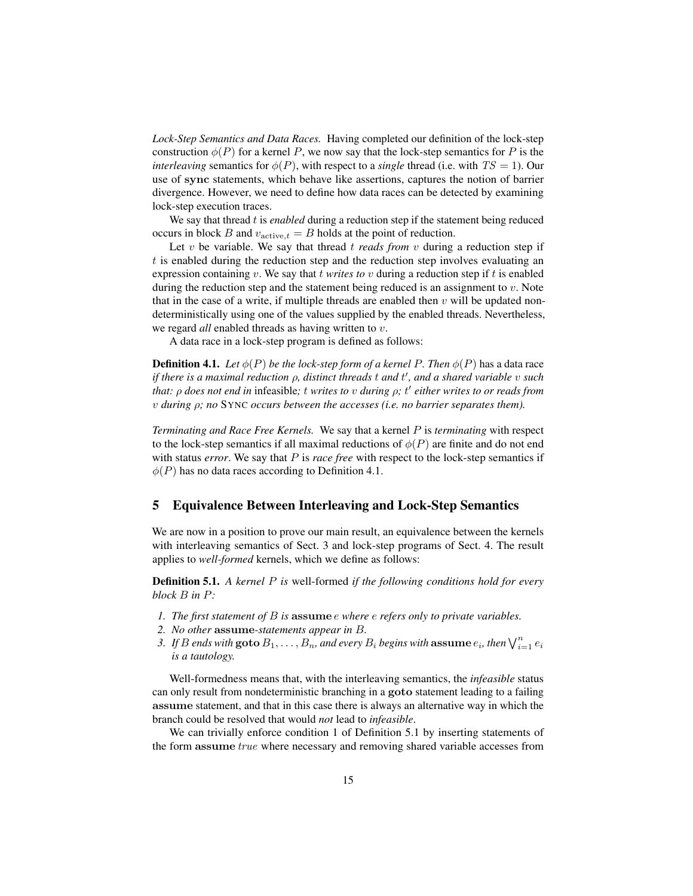*Lock-Step Semantics and Data Races.* Having completed our definition of the lock-step construction $\phi(P)$ for a kernel $P$, we now say that the lock-step semantics for $P$ is the *interleaving* semantics for $\phi(P)$, with respect to a *single* thread (i.e. with $TS = 1$). Our use of **sync** statements, which behave like assertions, captures the notion of barrier divergence. However, we need to define how data races can be detected by examining lock-step execution traces.

We say that thread $t$ is *enabled* during a reduction step if the statement being reduced occurs in block $B$ and $v_{\text{active},t} = B$ holds at the point of reduction.

Let $v$ be variable. We say that thread $t$ *reads from* $v$ during a reduction step if $t$ is enabled during the reduction step and the reduction step involves evaluating an expression containing $v$. We say that $t$ *writes to* $v$ during a reduction step if $t$ is enabled during the reduction step and the statement being reduced is an assignment to $v$. Note that in the case of a write, if multiple threads are enabled then $v$ will be updated nondeterministically using one of the values supplied by the enabled threads. Nevertheless, we regard *all* enabled threads as having written to $v$.

A data race in a lock-step program is defined as follows:

**Definition 4.1.** *Let $\phi(P)$ be the lock-step form of a kernel $P$. Then $\phi(P)$* has a data race *if there is a maximal reduction $\rho$, distinct threads $t$ and $t'$, and a shared variable $v$ such that: $\rho$ does not end in* infeasible*; $t$ writes to $v$ during $\rho$; $t'$ either writes to or reads from $v$ during $\rho$; no* SYNC *occurs between the accesses (i.e. no barrier separates them).*

*Terminating and Race Free Kernels.* We say that a kernel $P$ is *terminating* with respect to the lock-step semantics if all maximal reductions of $\phi(P)$ are finite and do not end with status *error*. We say that $P$ is *race free* with respect to the lock-step semantics if $\phi(P)$ has no data races according to Definition 4.1.

## 5 Equivalence Between Interleaving and Lock-Step Semantics

We are now in a position to prove our main result, an equivalence between the kernels with interleaving semantics of Sect. 3 and lock-step programs of Sect. 4. The result applies to *well-formed* kernels, which we define as follows:

**Definition 5.1.** *A kernel $P$ is* well-formed *if the following conditions hold for every block $B$ in $P$:*

1. *The first statement of $B$ is* **assume** *$e$ where $e$ refers only to private variables.*
2. *No other* **assume***-statements appear in $B$.*
3. *If $B$ ends with* **goto** *$B_1, \ldots, B_n$, and every $B_i$ begins with* **assume** *$e_i$, then $\bigvee_{i=1}^{n} e_i$ is a tautology.*

Well-formedness means that, with the interleaving semantics, the *infeasible* status can only result from nondeterministic branching in a **goto** statement leading to a failing **assume** statement, and that in this case there is always an alternative way in which the branch could be resolved that would *not* lead to *infeasible*.

We can trivially enforce condition 1 of Definition 5.1 by inserting statements of the form **assume** $true$ where necessary and removing shared variable accesses from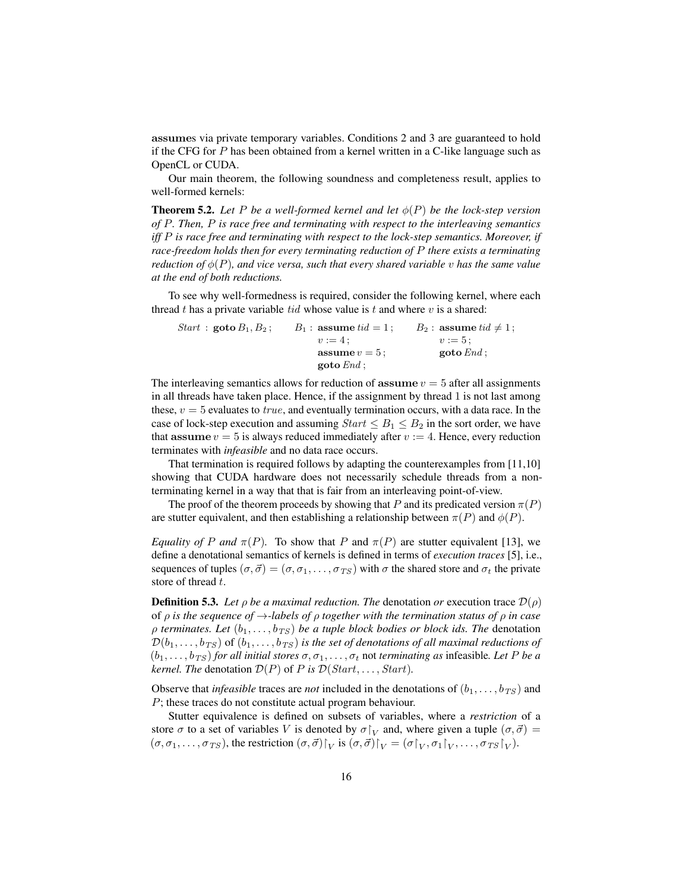**assume**s via private temporary variables. Conditions 2 and 3 are guaranteed to hold if the CFG for $P$ has been obtained from a kernel written in a C-like language such as OpenCL or CUDA.

Our main theorem, the following soundness and completeness result, applies to well-formed kernels:

**Theorem 5.2.** *Let $P$ be a well-formed kernel and let $\phi(P)$ be the lock-step version of $P$. Then, $P$ is race free and terminating with respect to the interleaving semantics iff $P$ is race free and terminating with respect to the lock-step semantics. Moreover, if race-freedom holds then for every terminating reduction of $P$ there exists a terminating reduction of $\phi(P)$, and vice versa, such that every shared variable $v$ has the same value at the end of both reductions.*

To see why well-formedness is required, consider the following kernel, where each thread $t$ has a private variable $tid$ whose value is $t$ and where $v$ is a shared:

$$
\begin{array}{lll}
Start\ :\ \mathbf{goto}\, B_1, B_2\,; & B_1 : \mathbf{assume}\, tid = 1\,; & B_2 : \mathbf{assume}\, tid \neq 1\,; \\
 & \quad\;\; v := 4\,; & \quad\;\; v := 5\,; \\
 & \quad\;\; \mathbf{assume}\, v = 5\,; & \quad\;\; \mathbf{goto}\, End\,; \\
 & \quad\;\; \mathbf{goto}\, End\,; &
\end{array}
$$

The interleaving semantics allows for reduction of **assume** $v = 5$ after all assignments in all threads have taken place. Hence, if the assignment by thread 1 is not last among these, $v = 5$ evaluates to $true$, and eventually termination occurs, with a data race. In the case of lock-step execution and assuming $Start \leq B_1 \leq B_2$ in the sort order, we have that **assume** $v = 5$ is always reduced immediately after $v := 4$. Hence, every reduction terminates with *infeasible* and no data race occurs.

That termination is required follows by adapting the counterexamples from [11,10] showing that CUDA hardware does not necessarily schedule threads from a non-terminating kernel in a way that that is fair from an interleaving point-of-view.

The proof of the theorem proceeds by showing that $P$ and its predicated version $\pi(P)$ are stutter equivalent, and then establishing a relationship between $\pi(P)$ and $\phi(P)$.

*Equality of $P$ and $\pi(P)$.* To show that $P$ and $\pi(P)$ are stutter equivalent [13], we define a denotational semantics of kernels is defined in terms of *execution traces* [5], i.e., sequences of tuples $(\sigma, \vec{\sigma}) = (\sigma, \sigma_1, \ldots, \sigma_{TS})$ with $\sigma$ the shared store and $\sigma_t$ the private store of thread $t$.

**Definition 5.3.** *Let $\rho$ be a maximal reduction. The* denotation *or* execution trace $\mathcal{D}(\rho)$ *of $\rho$ is the sequence of $\rightarrow$-labels of $\rho$ together with the termination status of $\rho$ in case $\rho$ terminates. Let $(b_1, \ldots, b_{TS})$ be a tuple block bodies or block ids. The* denotation $\mathcal{D}(b_1, \ldots, b_{TS})$ of $(b_1, \ldots, b_{TS})$ *is the set of denotations of all maximal reductions of $(b_1, \ldots, b_{TS})$ for all initial stores $\sigma, \sigma_1, \ldots, \sigma_t$ not terminating as* infeasible*. Let $P$ be a kernel. The* denotation $\mathcal{D}(P)$ of $P$ *is $\mathcal{D}(Start, \ldots, Start)$.*

Observe that *infeasible* traces are *not* included in the denotations of $(b_1, \ldots, b_{TS})$ and $P$; these traces do not constitute actual program behaviour.

Stutter equivalence is defined on subsets of variables, where a *restriction* of a store $\sigma$ to a set of variables $V$ is denoted by $\sigma{\restriction_V}$ and, where given a tuple $(\sigma, \vec{\sigma}) = (\sigma, \sigma_1, \ldots, \sigma_{TS})$, the restriction $(\sigma, \vec{\sigma}){\restriction_V}$ is $(\sigma, \vec{\sigma}){\restriction_V} = (\sigma{\restriction_V}, \sigma_1{\restriction_V}, \ldots, \sigma_{TS}{\restriction_V})$.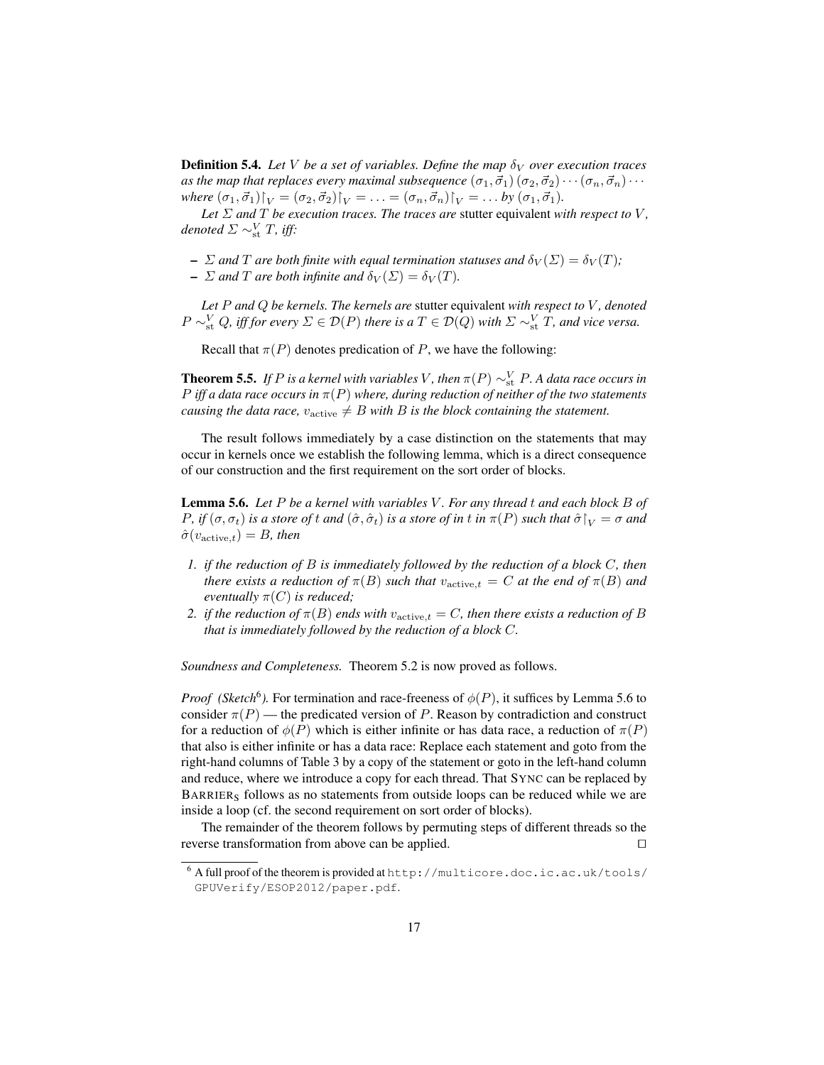**Definition 5.4.** *Let $V$ be a set of variables. Define the map $\delta_V$ over execution traces as the map that replaces every maximal subsequence $(\sigma_1, \vec{\sigma}_1)\,(\sigma_2, \vec{\sigma}_2) \cdots (\sigma_n, \vec{\sigma}_n) \cdots$ where $(\sigma_1, \vec{\sigma}_1)\restriction_V = (\sigma_2, \vec{\sigma}_2)\restriction_V = \ldots = (\sigma_n, \vec{\sigma}_n)\restriction_V = \ldots$ by $(\sigma_1, \vec{\sigma}_1)$.*

*Let $\Sigma$ and $T$ be execution traces. The traces are* stutter equivalent *with respect to $V$, denoted $\Sigma \sim^V_{\mathrm{st}} T$, iff:*

- *$\Sigma$ and $T$ are both finite with equal termination statuses and $\delta_V(\Sigma) = \delta_V(T)$;*
- *$\Sigma$ and $T$ are both infinite and $\delta_V(\Sigma) = \delta_V(T)$.*

*Let $P$ and $Q$ be kernels. The kernels are* stutter equivalent *with respect to $V$, denoted $P \sim^V_{\mathrm{st}} Q$, iff for every $\Sigma \in \mathcal{D}(P)$ there is a $T \in \mathcal{D}(Q)$ with $\Sigma \sim^V_{\mathrm{st}} T$, and vice versa.*

Recall that $\pi(P)$ denotes predication of $P$, we have the following:

**Theorem 5.5.** *If $P$ is a kernel with variables $V$, then $\pi(P) \sim^V_{\mathrm{st}} P$. A data race occurs in $P$ iff a data race occurs in $\pi(P)$ where, during reduction of neither of the two statements causing the data race, $v_{\mathrm{active}} \neq B$ with $B$ is the block containing the statement.*

The result follows immediately by a case distinction on the statements that may occur in kernels once we establish the following lemma, which is a direct consequence of our construction and the first requirement on the sort order of blocks.

**Lemma 5.6.** *Let $P$ be a kernel with variables $V$. For any thread $t$ and each block $B$ of $P$, if $(\sigma, \sigma_t)$ is a store of $t$ and $(\hat{\sigma}, \hat{\sigma}_t)$ is a store of in $t$ in $\pi(P)$ such that $\hat{\sigma}\restriction_V = \sigma$ and $\hat{\sigma}(v_{\mathrm{active},t}) = B$, then*

1. *if the reduction of $B$ is immediately followed by the reduction of a block $C$, then there exists a reduction of $\pi(B)$ such that $v_{\mathrm{active},t} = C$ at the end of $\pi(B)$ and eventually $\pi(C)$ is reduced;*
2. *if the reduction of $\pi(B)$ ends with $v_{\mathrm{active},t} = C$, then there exists a reduction of $B$ that is immediately followed by the reduction of a block $C$.*

*Soundness and Completeness.* Theorem 5.2 is now proved as follows.

*Proof (Sketch[6]).* For termination and race-freeness of $\phi(P)$, it suffices by Lemma 5.6 to consider $\pi(P)$ — the predicated version of $P$. Reason by contradiction and construct for a reduction of $\phi(P)$ which is either infinite or has data race, a reduction of $\pi(P)$ that also is either infinite or has a data race: Replace each statement and goto from the right-hand columns of Table 3 by a copy of the statement or goto in the left-hand column and reduce, where we introduce a copy for each thread. That SYNC can be replaced by BARRIER$_{\mathrm{S}}$ follows as no statements from outside loops can be reduced while we are inside a loop (cf. the second requirement on sort order of blocks).

The remainder of the theorem follows by permuting steps of different threads so the reverse transformation from above can be applied. □

[6] A full proof of the theorem is provided at `http://multicore.doc.ic.ac.uk/tools/GPUVerify/ESOP2012/paper.pdf`.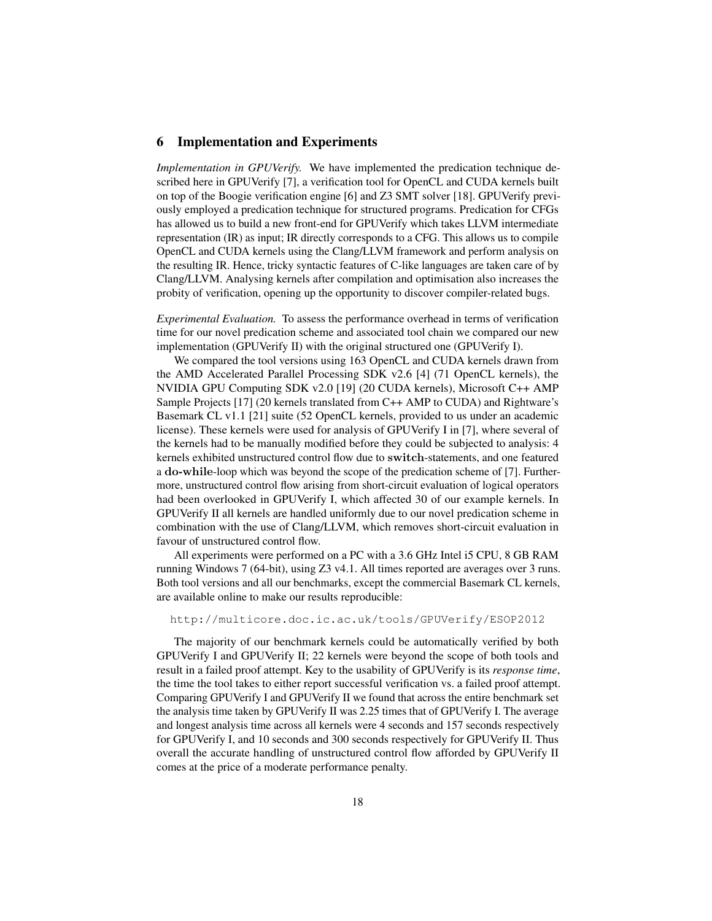## 6 Implementation and Experiments

*Implementation in GPUVerify.* We have implemented the predication technique described here in GPUVerify [7], a verification tool for OpenCL and CUDA kernels built on top of the Boogie verification engine [6] and Z3 SMT solver [18]. GPUVerify previously employed a predication technique for structured programs. Predication for CFGs has allowed us to build a new front-end for GPUVerify which takes LLVM intermediate representation (IR) as input; IR directly corresponds to a CFG. This allows us to compile OpenCL and CUDA kernels using the Clang/LLVM framework and perform analysis on the resulting IR. Hence, tricky syntactic features of C-like languages are taken care of by Clang/LLVM. Analysing kernels after compilation and optimisation also increases the probity of verification, opening up the opportunity to discover compiler-related bugs.

*Experimental Evaluation.* To assess the performance overhead in terms of verification time for our novel predication scheme and associated tool chain we compared our new implementation (GPUVerify II) with the original structured one (GPUVerify I).

We compared the tool versions using 163 OpenCL and CUDA kernels drawn from the AMD Accelerated Parallel Processing SDK v2.6 [4] (71 OpenCL kernels), the NVIDIA GPU Computing SDK v2.0 [19] (20 CUDA kernels), Microsoft C++ AMP Sample Projects [17] (20 kernels translated from C++ AMP to CUDA) and Rightware's Basemark CL v1.1 [21] suite (52 OpenCL kernels, provided to us under an academic license). These kernels were used for analysis of GPUVerify I in [7], where several of the kernels had to be manually modified before they could be subjected to analysis: 4 kernels exhibited unstructured control flow due to **switch**-statements, and one featured a **do-while**-loop which was beyond the scope of the predication scheme of [7]. Furthermore, unstructured control flow arising from short-circuit evaluation of logical operators had been overlooked in GPUVerify I, which affected 30 of our example kernels. In GPUVerify II all kernels are handled uniformly due to our novel predication scheme in combination with the use of Clang/LLVM, which removes short-circuit evaluation in favour of unstructured control flow.

All experiments were performed on a PC with a 3.6 GHz Intel i5 CPU, 8 GB RAM running Windows 7 (64-bit), using Z3 v4.1. All times reported are averages over 3 runs. Both tool versions and all our benchmarks, except the commercial Basemark CL kernels, are available online to make our results reproducible:

`http://multicore.doc.ic.ac.uk/tools/GPUVerify/ESOP2012`

The majority of our benchmark kernels could be automatically verified by both GPUVerify I and GPUVerify II; 22 kernels were beyond the scope of both tools and result in a failed proof attempt. Key to the usability of GPUVerify is its *response time*, the time the tool takes to either report successful verification vs. a failed proof attempt. Comparing GPUVerify I and GPUVerify II we found that across the entire benchmark set the analysis time taken by GPUVerify II was 2.25 times that of GPUVerify I. The average and longest analysis time across all kernels were 4 seconds and 157 seconds respectively for GPUVerify I, and 10 seconds and 300 seconds respectively for GPUVerify II. Thus overall the accurate handling of unstructured control flow afforded by GPUVerify II comes at the price of a moderate performance penalty.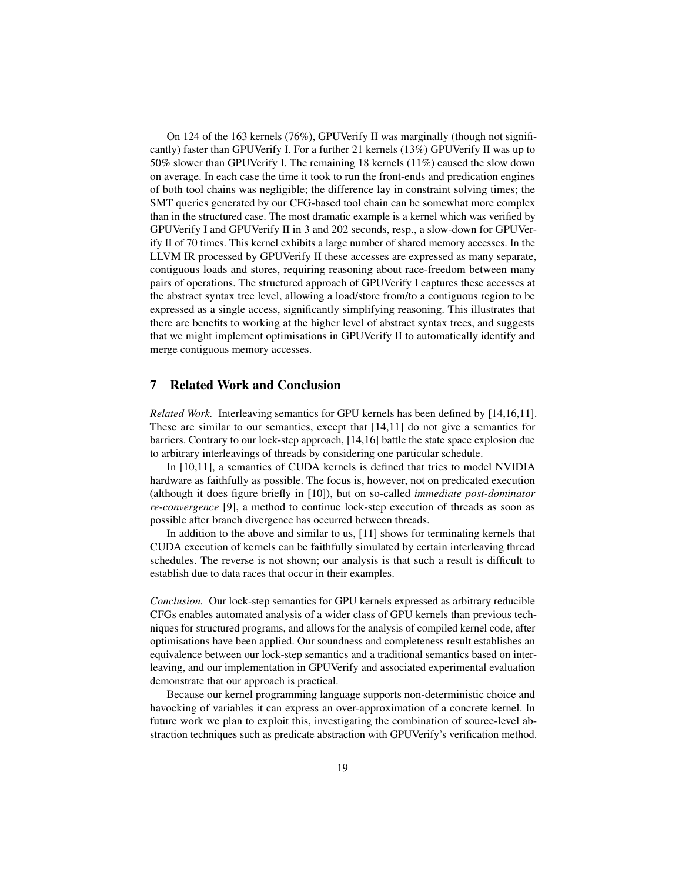On 124 of the 163 kernels (76%), GPUVerify II was marginally (though not significantly) faster than GPUVerify I. For a further 21 kernels (13%) GPUVerify II was up to 50% slower than GPUVerify I. The remaining 18 kernels (11%) caused the slow down on average. In each case the time it took to run the front-ends and predication engines of both tool chains was negligible; the difference lay in constraint solving times; the SMT queries generated by our CFG-based tool chain can be somewhat more complex than in the structured case. The most dramatic example is a kernel which was verified by GPUVerify I and GPUVerify II in 3 and 202 seconds, resp., a slow-down for GPUVerify II of 70 times. This kernel exhibits a large number of shared memory accesses. In the LLVM IR processed by GPUVerify II these accesses are expressed as many separate, contiguous loads and stores, requiring reasoning about race-freedom between many pairs of operations. The structured approach of GPUVerify I captures these accesses at the abstract syntax tree level, allowing a load/store from/to a contiguous region to be expressed as a single access, significantly simplifying reasoning. This illustrates that there are benefits to working at the higher level of abstract syntax trees, and suggests that we might implement optimisations in GPUVerify II to automatically identify and merge contiguous memory accesses.

## 7 Related Work and Conclusion

*Related Work.* Interleaving semantics for GPU kernels has been defined by [14,16,11]. These are similar to our semantics, except that [14,11] do not give a semantics for barriers. Contrary to our lock-step approach, [14,16] battle the state space explosion due to arbitrary interleavings of threads by considering one particular schedule.

In [10,11], a semantics of CUDA kernels is defined that tries to model NVIDIA hardware as faithfully as possible. The focus is, however, not on predicated execution (although it does figure briefly in [10]), but on so-called *immediate post-dominator re-convergence* [9], a method to continue lock-step execution of threads as soon as possible after branch divergence has occurred between threads.

In addition to the above and similar to us, [11] shows for terminating kernels that CUDA execution of kernels can be faithfully simulated by certain interleaving thread schedules. The reverse is not shown; our analysis is that such a result is difficult to establish due to data races that occur in their examples.

*Conclusion.* Our lock-step semantics for GPU kernels expressed as arbitrary reducible CFGs enables automated analysis of a wider class of GPU kernels than previous techniques for structured programs, and allows for the analysis of compiled kernel code, after optimisations have been applied. Our soundness and completeness result establishes an equivalence between our lock-step semantics and a traditional semantics based on interleaving, and our implementation in GPUVerify and associated experimental evaluation demonstrate that our approach is practical.

Because our kernel programming language supports non-deterministic choice and havocking of variables it can express an over-approximation of a concrete kernel. In future work we plan to exploit this, investigating the combination of source-level abstraction techniques such as predicate abstraction with GPUVerify's verification method.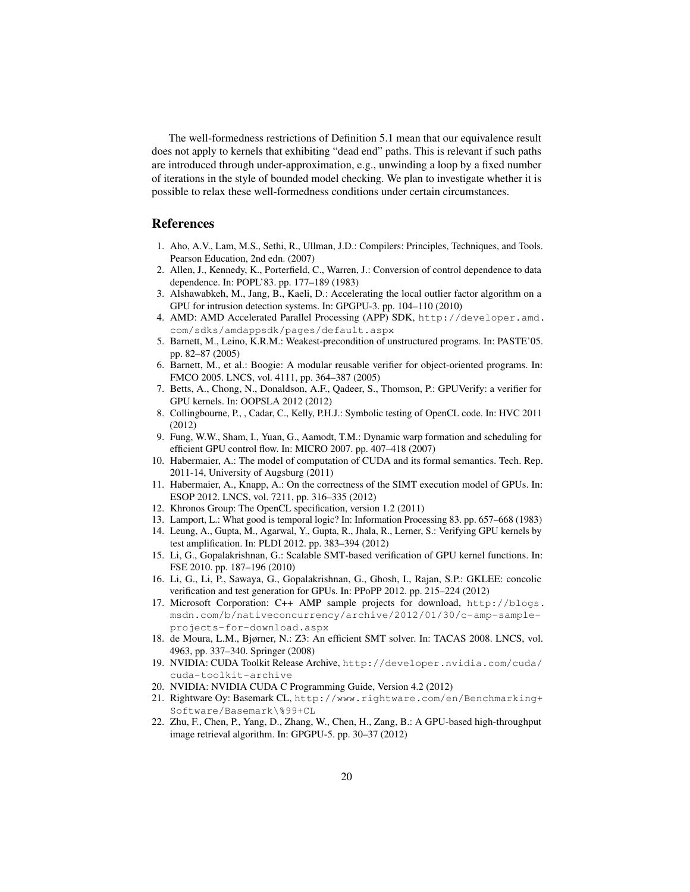The well-formedness restrictions of Definition 5.1 mean that our equivalence result does not apply to kernels that exhibiting "dead end" paths. This is relevant if such paths are introduced through under-approximation, e.g., unwinding a loop by a fixed number of iterations in the style of bounded model checking. We plan to investigate whether it is possible to relax these well-formedness conditions under certain circumstances.

## References

1. Aho, A.V., Lam, M.S., Sethi, R., Ullman, J.D.: Compilers: Principles, Techniques, and Tools. Pearson Education, 2nd edn. (2007)
2. Allen, J., Kennedy, K., Porterfield, C., Warren, J.: Conversion of control dependence to data dependence. In: POPL'83. pp. 177–189 (1983)
3. Alshawabkeh, M., Jang, B., Kaeli, D.: Accelerating the local outlier factor algorithm on a GPU for intrusion detection systems. In: GPGPU-3. pp. 104–110 (2010)
4. AMD: AMD Accelerated Parallel Processing (APP) SDK, `http://developer.amd.com/sdks/amdappsdk/pages/default.aspx`
5. Barnett, M., Leino, K.R.M.: Weakest-precondition of unstructured programs. In: PASTE'05. pp. 82–87 (2005)
6. Barnett, M., et al.: Boogie: A modular reusable verifier for object-oriented programs. In: FMCO 2005. LNCS, vol. 4111, pp. 364–387 (2005)
7. Betts, A., Chong, N., Donaldson, A.F., Qadeer, S., Thomson, P.: GPUVerify: a verifier for GPU kernels. In: OOPSLA 2012 (2012)
8. Collingbourne, P., , Cadar, C., Kelly, P.H.J.: Symbolic testing of OpenCL code. In: HVC 2011 (2012)
9. Fung, W.W., Sham, I., Yuan, G., Aamodt, T.M.: Dynamic warp formation and scheduling for efficient GPU control flow. In: MICRO 2007. pp. 407–418 (2007)
10. Habermaier, A.: The model of computation of CUDA and its formal semantics. Tech. Rep. 2011-14, University of Augsburg (2011)
11. Habermaier, A., Knapp, A.: On the correctness of the SIMT execution model of GPUs. In: ESOP 2012. LNCS, vol. 7211, pp. 316–335 (2012)
12. Khronos Group: The OpenCL specification, version 1.2 (2011)
13. Lamport, L.: What good is temporal logic? In: Information Processing 83. pp. 657–668 (1983)
14. Leung, A., Gupta, M., Agarwal, Y., Gupta, R., Jhala, R., Lerner, S.: Verifying GPU kernels by test amplification. In: PLDI 2012. pp. 383–394 (2012)
15. Li, G., Gopalakrishnan, G.: Scalable SMT-based verification of GPU kernel functions. In: FSE 2010. pp. 187–196 (2010)
16. Li, G., Li, P., Sawaya, G., Gopalakrishnan, G., Ghosh, I., Rajan, S.P.: GKLEE: concolic verification and test generation for GPUs. In: PPoPP 2012. pp. 215–224 (2012)
17. Microsoft Corporation: C++ AMP sample projects for download, `http://blogs.msdn.com/b/nativeconcurrency/archive/2012/01/30/c-amp-sample-projects-for-download.aspx`
18. de Moura, L.M., Bjørner, N.: Z3: An efficient SMT solver. In: TACAS 2008. LNCS, vol. 4963, pp. 337–340. Springer (2008)
19. NVIDIA: CUDA Toolkit Release Archive, `http://developer.nvidia.com/cuda/cuda-toolkit-archive`
20. NVIDIA: NVIDIA CUDA C Programming Guide, Version 4.2 (2012)
21. Rightware Oy: Basemark CL, `http://www.rightware.com/en/Benchmarking+Software/Basemark\%99+CL`
22. Zhu, F., Chen, P., Yang, D., Zhang, W., Chen, H., Zang, B.: A GPU-based high-throughput image retrieval algorithm. In: GPGPU-5. pp. 30–37 (2012)